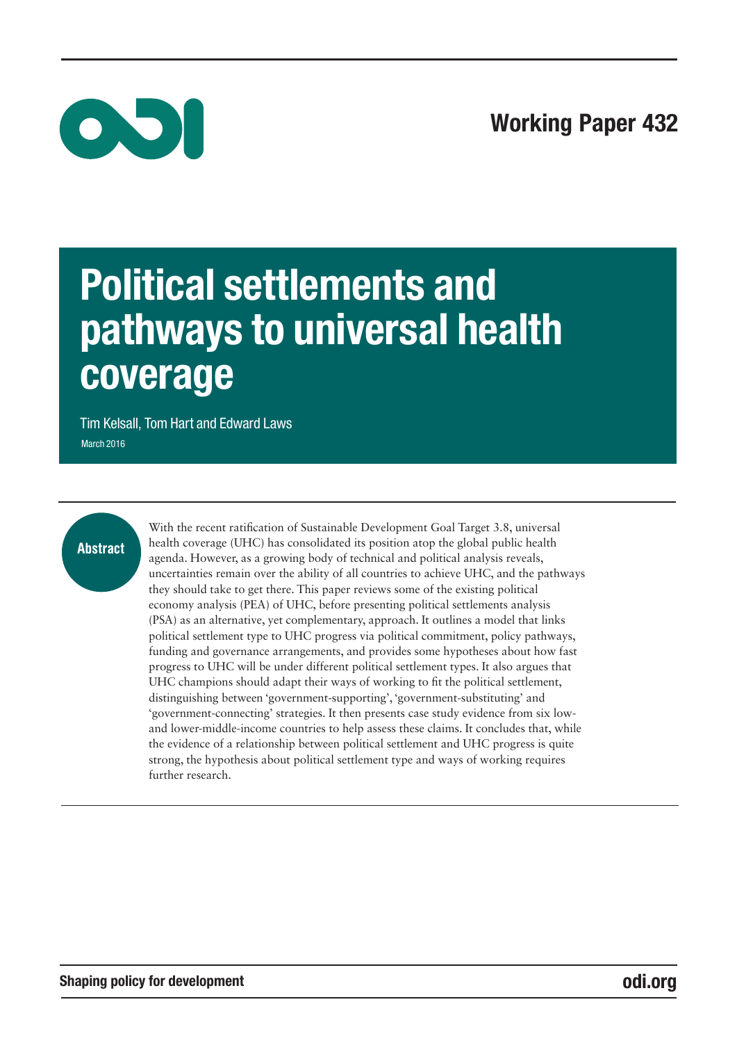Working Paper 432

# Political settlements and pathways to universal health coverage

Tim Kelsall, Tom Hart and Edward Laws

March 2016

## Abstract

With the recent ratification of Sustainable Development Goal Target 3.8, universal health coverage (UHC) has consolidated its position atop the global public health agenda. However, as a growing body of technical and political analysis reveals, uncertainties remain over the ability of all countries to achieve UHC, and the pathways they should take to get there. This paper reviews some of the existing political economy analysis (PEA) of UHC, before presenting political settlements analysis (PSA) as an alternative, yet complementary, approach. It outlines a model that links political settlement type to UHC progress via political commitment, policy pathways, funding and governance arrangements, and provides some hypotheses about how fast progress to UHC will be under different political settlement types. It also argues that UHC champions should adapt their ways of working to fit the political settlement, distinguishing between 'government-supporting', 'government-substituting' and 'government-connecting' strategies. It then presents case study evidence from six low- and lower-middle-income countries to help assess these claims. It concludes that, while the evidence of a relationship between political settlement and UHC progress is quite strong, the hypothesis about political settlement type and ways of working requires further research.

Shaping policy for development

odi.org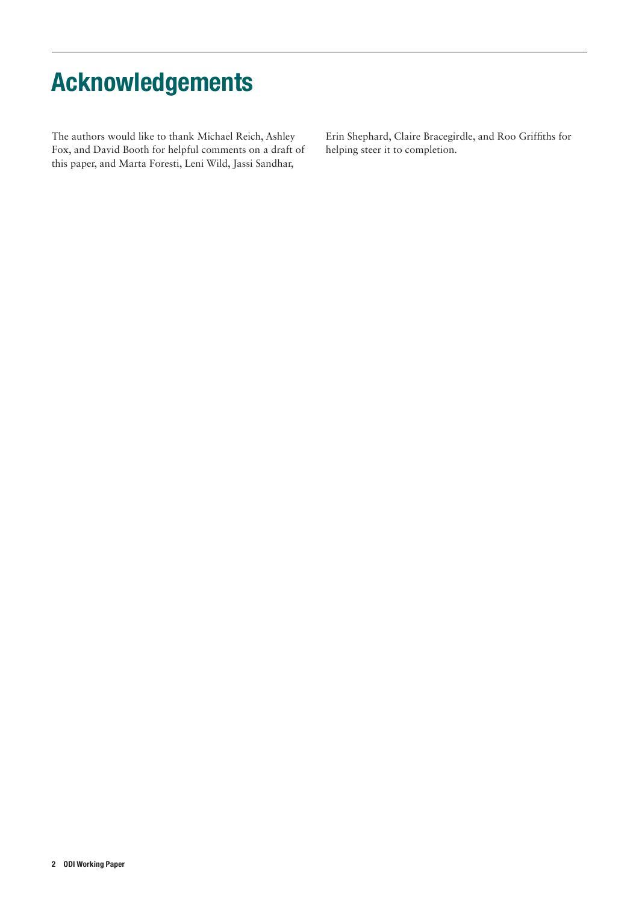# Acknowledgements

The authors would like to thank Michael Reich, Ashley Fox, and David Booth for helpful comments on a draft of this paper, and Marta Foresti, Leni Wild, Jassi Sandhar, Erin Shephard, Claire Bracegirdle, and Roo Griffiths for helping steer it to completion.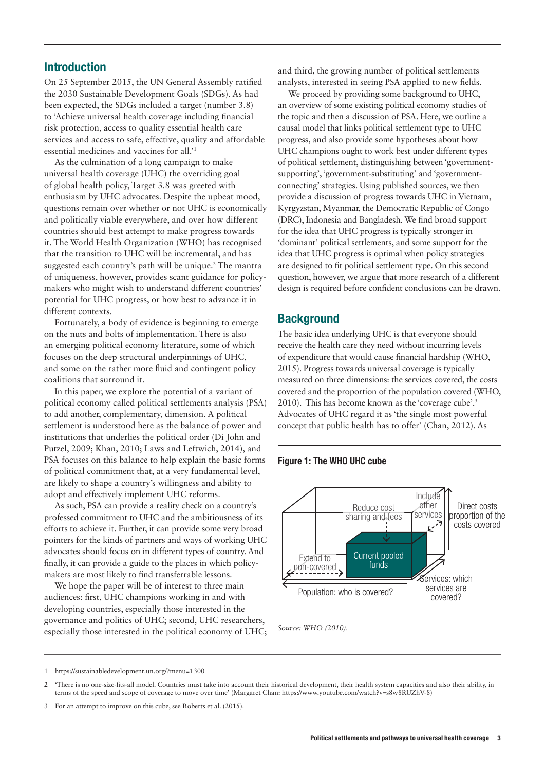## Introduction

On 25 September 2015, the UN General Assembly ratified the 2030 Sustainable Development Goals (SDGs). As had been expected, the SDGs included a target (number 3.8) to 'Achieve universal health coverage including financial risk protection, access to quality essential health care services and access to safe, effective, quality and affordable essential medicines and vaccines for all.'[1]

As the culmination of a long campaign to make universal health coverage (UHC) the overriding goal of global health policy, Target 3.8 was greeted with enthusiasm by UHC advocates. Despite the upbeat mood, questions remain over whether or not UHC is economically and politically viable everywhere, and over how different countries should best attempt to make progress towards it. The World Health Organization (WHO) has recognised that the transition to UHC will be incremental, and has suggested each country's path will be unique.[2] The mantra of uniqueness, however, provides scant guidance for policy-makers who might wish to understand different countries' potential for UHC progress, or how best to advance it in different contexts.

Fortunately, a body of evidence is beginning to emerge on the nuts and bolts of implementation. There is also an emerging political economy literature, some of which focuses on the deep structural underpinnings of UHC, and some on the rather more fluid and contingent policy coalitions that surround it.

In this paper, we explore the potential of a variant of political economy called political settlements analysis (PSA) to add another, complementary, dimension. A political settlement is understood here as the balance of power and institutions that underlies the political order (Di John and Putzel, 2009; Khan, 2010; Laws and Leftwich, 2014), and PSA focuses on this balance to help explain the basic forms of political commitment that, at a very fundamental level, are likely to shape a country's willingness and ability to adopt and effectively implement UHC reforms.

As such, PSA can provide a reality check on a country's professed commitment to UHC and the ambitiousness of its efforts to achieve it. Further, it can provide some very broad pointers for the kinds of partners and ways of working UHC advocates should focus on in different types of country. And finally, it can provide a guide to the places in which policy-makers are most likely to find transferrable lessons.

We hope the paper will be of interest to three main audiences: first, UHC champions working in and with developing countries, especially those interested in the governance and politics of UHC; second, UHC researchers, especially those interested in the political economy of UHC; and third, the growing number of political settlements analysts, interested in seeing PSA applied to new fields.

We proceed by providing some background to UHC, an overview of some existing political economy studies of the topic and then a discussion of PSA. Here, we outline a causal model that links political settlement type to UHC progress, and also provide some hypotheses about how UHC champions ought to work best under different types of political settlement, distinguishing between 'government-supporting', 'government-substituting' and 'government-connecting' strategies. Using published sources, we then provide a discussion of progress towards UHC in Vietnam, Kyrgyzstan, Myanmar, the Democratic Republic of Congo (DRC), Indonesia and Bangladesh. We find broad support for the idea that UHC progress is typically stronger in 'dominant' political settlements, and some support for the idea that UHC progress is optimal when policy strategies are designed to fit political settlement type. On this second question, however, we argue that more research of a different design is required before confident conclusions can be drawn.

## Background

The basic idea underlying UHC is that everyone should receive the health care they need without incurring levels of expenditure that would cause financial hardship (WHO, 2015). Progress towards universal coverage is typically measured on three dimensions: the services covered, the costs covered and the proportion of the population covered (WHO, 2010). This has become known as the 'coverage cube'.[3] Advocates of UHC regard it as 'the single most powerful concept that public health has to offer' (Chan, 2012). As

**Figure 1: The WHO UHC cube**

Reduce cost sharing and fees

Include other services

Direct costs proportion of the costs covered

Extend to non-covered

Current pooled funds

Population: who is covered?

Services: which services are covered?

*Source: WHO (2010).*

---

1 https://sustainabledevelopment.un.org/?menu=1300

2 'There is no one-size-fits-all model. Countries must take into account their historical development, their health system capacities and also their ability, in terms of the speed and scope of coverage to move over time' (Margaret Chan: https://www.youtube.com/watch?v=s8w8RUZhV-8)

3 For an attempt to improve on this cube, see Roberts et al. (2015).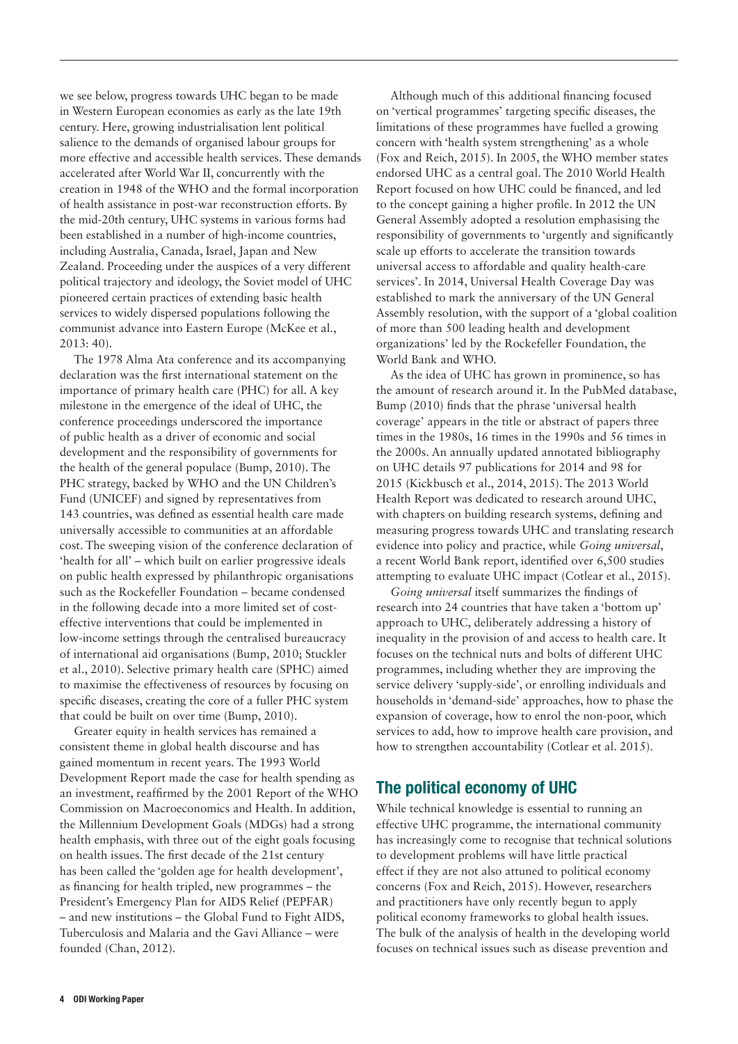we see below, progress towards UHC began to be made in Western European economies as early as the late 19th century. Here, growing industrialisation lent political salience to the demands of organised labour groups for more effective and accessible health services. These demands accelerated after World War II, concurrently with the creation in 1948 of the WHO and the formal incorporation of health assistance in post-war reconstruction efforts. By the mid-20th century, UHC systems in various forms had been established in a number of high-income countries, including Australia, Canada, Israel, Japan and New Zealand. Proceeding under the auspices of a very different political trajectory and ideology, the Soviet model of UHC pioneered certain practices of extending basic health services to widely dispersed populations following the communist advance into Eastern Europe (McKee et al., 2013: 40).

The 1978 Alma Ata conference and its accompanying declaration was the first international statement on the importance of primary health care (PHC) for all. A key milestone in the emergence of the ideal of UHC, the conference proceedings underscored the importance of public health as a driver of economic and social development and the responsibility of governments for the health of the general populace (Bump, 2010). The PHC strategy, backed by WHO and the UN Children's Fund (UNICEF) and signed by representatives from 143 countries, was defined as essential health care made universally accessible to communities at an affordable cost. The sweeping vision of the conference declaration of 'health for all' – which built on earlier progressive ideals on public health expressed by philanthropic organisations such as the Rockefeller Foundation – became condensed in the following decade into a more limited set of cost-effective interventions that could be implemented in low-income settings through the centralised bureaucracy of international aid organisations (Bump, 2010; Stuckler et al., 2010). Selective primary health care (SPHC) aimed to maximise the effectiveness of resources by focusing on specific diseases, creating the core of a fuller PHC system that could be built on over time (Bump, 2010).

Greater equity in health services has remained a consistent theme in global health discourse and has gained momentum in recent years. The 1993 World Development Report made the case for health spending as an investment, reaffirmed by the 2001 Report of the WHO Commission on Macroeconomics and Health. In addition, the Millennium Development Goals (MDGs) had a strong health emphasis, with three out of the eight goals focusing on health issues. The first decade of the 21st century has been called the 'golden age for health development', as financing for health tripled, new programmes – the President's Emergency Plan for AIDS Relief (PEPFAR) – and new institutions – the Global Fund to Fight AIDS, Tuberculosis and Malaria and the Gavi Alliance – were founded (Chan, 2012).

Although much of this additional financing focused on 'vertical programmes' targeting specific diseases, the limitations of these programmes have fuelled a growing concern with 'health system strengthening' as a whole (Fox and Reich, 2015). In 2005, the WHO member states endorsed UHC as a central goal. The 2010 World Health Report focused on how UHC could be financed, and led to the concept gaining a higher profile. In 2012 the UN General Assembly adopted a resolution emphasising the responsibility of governments to 'urgently and significantly scale up efforts to accelerate the transition towards universal access to affordable and quality health-care services'. In 2014, Universal Health Coverage Day was established to mark the anniversary of the UN General Assembly resolution, with the support of a 'global coalition of more than 500 leading health and development organizations' led by the Rockefeller Foundation, the World Bank and WHO.

As the idea of UHC has grown in prominence, so has the amount of research around it. In the PubMed database, Bump (2010) finds that the phrase 'universal health coverage' appears in the title or abstract of papers three times in the 1980s, 16 times in the 1990s and 56 times in the 2000s. An annually updated annotated bibliography on UHC details 97 publications for 2014 and 98 for 2015 (Kickbusch et al., 2014, 2015). The 2013 World Health Report was dedicated to research around UHC, with chapters on building research systems, defining and measuring progress towards UHC and translating research evidence into policy and practice, while *Going universal*, a recent World Bank report, identified over 6,500 studies attempting to evaluate UHC impact (Cotlear et al., 2015).

*Going universal* itself summarizes the findings of research into 24 countries that have taken a 'bottom up' approach to UHC, deliberately addressing a history of inequality in the provision of and access to health care. It focuses on the technical nuts and bolts of different UHC programmes, including whether they are improving the service delivery 'supply-side', or enrolling individuals and households in 'demand-side' approaches, how to phase the expansion of coverage, how to enrol the non-poor, which services to add, how to improve health care provision, and how to strengthen accountability (Cotlear et al. 2015).

## The political economy of UHC

While technical knowledge is essential to running an effective UHC programme, the international community has increasingly come to recognise that technical solutions to development problems will have little practical effect if they are not also attuned to political economy concerns (Fox and Reich, 2015). However, researchers and practitioners have only recently begun to apply political economy frameworks to global health issues. The bulk of the analysis of health in the developing world focuses on technical issues such as disease prevention and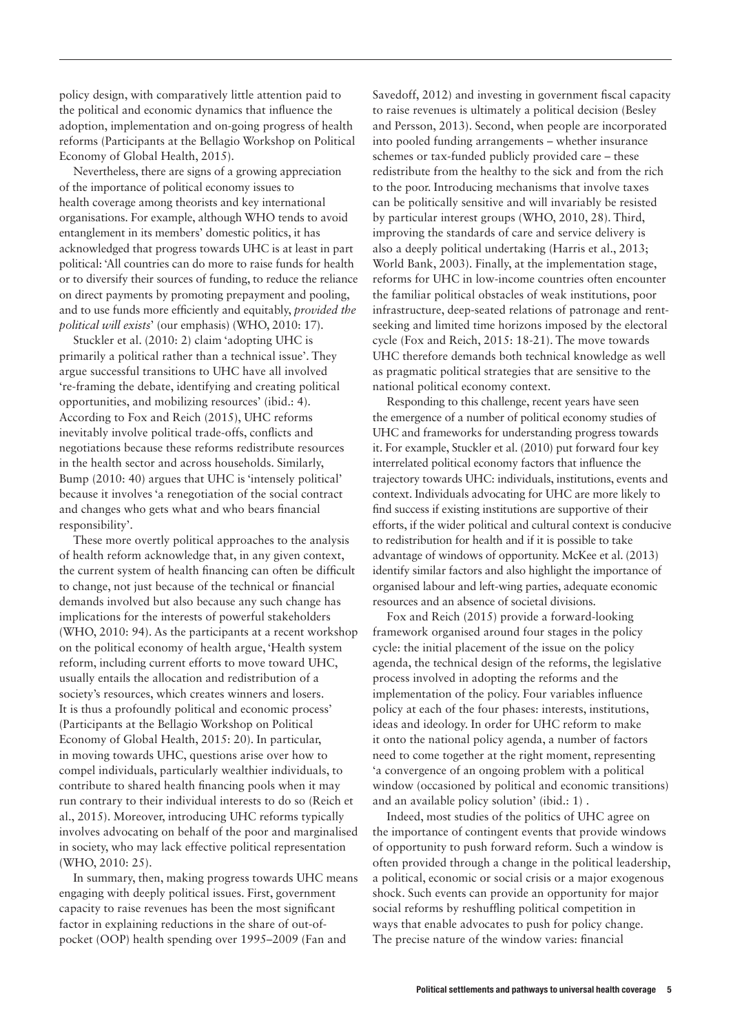policy design, with comparatively little attention paid to the political and economic dynamics that influence the adoption, implementation and on-going progress of health reforms (Participants at the Bellagio Workshop on Political Economy of Global Health, 2015).

Nevertheless, there are signs of a growing appreciation of the importance of political economy issues to health coverage among theorists and key international organisations. For example, although WHO tends to avoid entanglement in its members' domestic politics, it has acknowledged that progress towards UHC is at least in part political: 'All countries can do more to raise funds for health or to diversify their sources of funding, to reduce the reliance on direct payments by promoting prepayment and pooling, and to use funds more efficiently and equitably, *provided the political will exists*' (our emphasis) (WHO, 2010: 17).

Stuckler et al. (2010: 2) claim 'adopting UHC is primarily a political rather than a technical issue'. They argue successful transitions to UHC have all involved 're-framing the debate, identifying and creating political opportunities, and mobilizing resources' (ibid.: 4). According to Fox and Reich (2015), UHC reforms inevitably involve political trade-offs, conflicts and negotiations because these reforms redistribute resources in the health sector and across households. Similarly, Bump (2010: 40) argues that UHC is 'intensely political' because it involves 'a renegotiation of the social contract and changes who gets what and who bears financial responsibility'.

These more overtly political approaches to the analysis of health reform acknowledge that, in any given context, the current system of health financing can often be difficult to change, not just because of the technical or financial demands involved but also because any such change has implications for the interests of powerful stakeholders (WHO, 2010: 94). As the participants at a recent workshop on the political economy of health argue, 'Health system reform, including current efforts to move toward UHC, usually entails the allocation and redistribution of a society's resources, which creates winners and losers. It is thus a profoundly political and economic process' (Participants at the Bellagio Workshop on Political Economy of Global Health, 2015: 20). In particular, in moving towards UHC, questions arise over how to compel individuals, particularly wealthier individuals, to contribute to shared health financing pools when it may run contrary to their individual interests to do so (Reich et al., 2015). Moreover, introducing UHC reforms typically involves advocating on behalf of the poor and marginalised in society, who may lack effective political representation (WHO, 2010: 25).

In summary, then, making progress towards UHC means engaging with deeply political issues. First, government capacity to raise revenues has been the most significant factor in explaining reductions in the share of out-of-pocket (OOP) health spending over 1995–2009 (Fan and Savedoff, 2012) and investing in government fiscal capacity to raise revenues is ultimately a political decision (Besley and Persson, 2013). Second, when people are incorporated into pooled funding arrangements – whether insurance schemes or tax-funded publicly provided care – these redistribute from the healthy to the sick and from the rich to the poor. Introducing mechanisms that involve taxes can be politically sensitive and will invariably be resisted by particular interest groups (WHO, 2010, 28). Third, improving the standards of care and service delivery is also a deeply political undertaking (Harris et al., 2013; World Bank, 2003). Finally, at the implementation stage, reforms for UHC in low-income countries often encounter the familiar political obstacles of weak institutions, poor infrastructure, deep-seated relations of patronage and rent-seeking and limited time horizons imposed by the electoral cycle (Fox and Reich, 2015: 18-21). The move towards UHC therefore demands both technical knowledge as well as pragmatic political strategies that are sensitive to the national political economy context.

Responding to this challenge, recent years have seen the emergence of a number of political economy studies of UHC and frameworks for understanding progress towards it. For example, Stuckler et al. (2010) put forward four key interrelated political economy factors that influence the trajectory towards UHC: individuals, institutions, events and context. Individuals advocating for UHC are more likely to find success if existing institutions are supportive of their efforts, if the wider political and cultural context is conducive to redistribution for health and if it is possible to take advantage of windows of opportunity. McKee et al. (2013) identify similar factors and also highlight the importance of organised labour and left-wing parties, adequate economic resources and an absence of societal divisions.

Fox and Reich (2015) provide a forward-looking framework organised around four stages in the policy cycle: the initial placement of the issue on the policy agenda, the technical design of the reforms, the legislative process involved in adopting the reforms and the implementation of the policy. Four variables influence policy at each of the four phases: interests, institutions, ideas and ideology. In order for UHC reform to make it onto the national policy agenda, a number of factors need to come together at the right moment, representing 'a convergence of an ongoing problem with a political window (occasioned by political and economic transitions) and an available policy solution' (ibid.: 1) .

Indeed, most studies of the politics of UHC agree on the importance of contingent events that provide windows of opportunity to push forward reform. Such a window is often provided through a change in the political leadership, a political, economic or social crisis or a major exogenous shock. Such events can provide an opportunity for major social reforms by reshuffling political competition in ways that enable advocates to push for policy change. The precise nature of the window varies: financial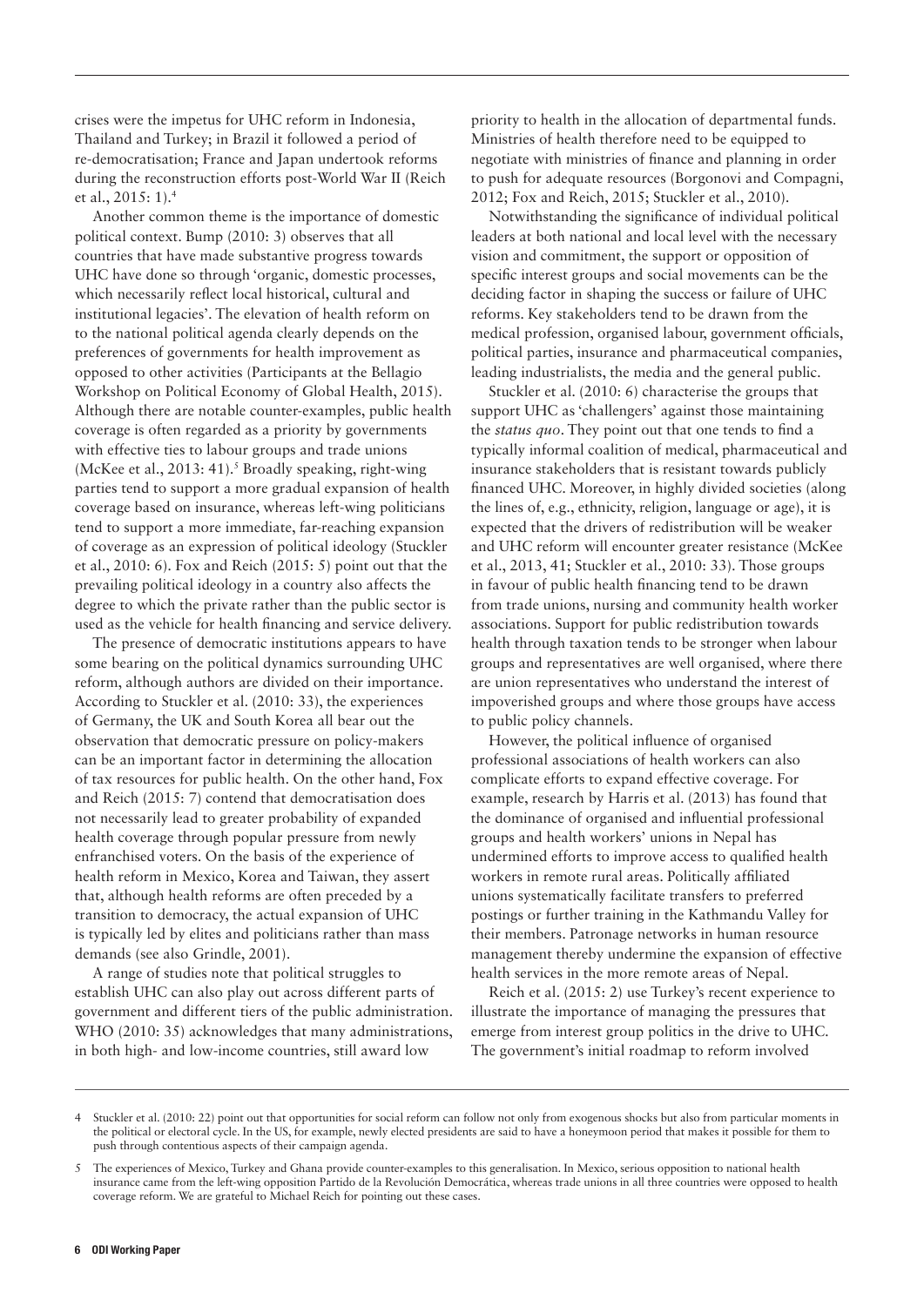crises were the impetus for UHC reform in Indonesia, Thailand and Turkey; in Brazil it followed a period of re-democratisation; France and Japan undertook reforms during the reconstruction efforts post-World War II (Reich et al., 2015: 1).[4]

Another common theme is the importance of domestic political context. Bump (2010: 3) observes that all countries that have made substantive progress towards UHC have done so through 'organic, domestic processes, which necessarily reflect local historical, cultural and institutional legacies'. The elevation of health reform on to the national political agenda clearly depends on the preferences of governments for health improvement as opposed to other activities (Participants at the Bellagio Workshop on Political Economy of Global Health, 2015). Although there are notable counter-examples, public health coverage is often regarded as a priority by governments with effective ties to labour groups and trade unions (McKee et al., 2013: 41).[5] Broadly speaking, right-wing parties tend to support a more gradual expansion of health coverage based on insurance, whereas left-wing politicians tend to support a more immediate, far-reaching expansion of coverage as an expression of political ideology (Stuckler et al., 2010: 6). Fox and Reich (2015: 5) point out that the prevailing political ideology in a country also affects the degree to which the private rather than the public sector is used as the vehicle for health financing and service delivery.

The presence of democratic institutions appears to have some bearing on the political dynamics surrounding UHC reform, although authors are divided on their importance. According to Stuckler et al. (2010: 33), the experiences of Germany, the UK and South Korea all bear out the observation that democratic pressure on policy-makers can be an important factor in determining the allocation of tax resources for public health. On the other hand, Fox and Reich (2015: 7) contend that democratisation does not necessarily lead to greater probability of expanded health coverage through popular pressure from newly enfranchised voters. On the basis of the experience of health reform in Mexico, Korea and Taiwan, they assert that, although health reforms are often preceded by a transition to democracy, the actual expansion of UHC is typically led by elites and politicians rather than mass demands (see also Grindle, 2001).

A range of studies note that political struggles to establish UHC can also play out across different parts of government and different tiers of the public administration. WHO (2010: 35) acknowledges that many administrations, in both high- and low-income countries, still award low priority to health in the allocation of departmental funds. Ministries of health therefore need to be equipped to negotiate with ministries of finance and planning in order to push for adequate resources (Borgonovi and Compagni, 2012; Fox and Reich, 2015; Stuckler et al., 2010).

Notwithstanding the significance of individual political leaders at both national and local level with the necessary vision and commitment, the support or opposition of specific interest groups and social movements can be the deciding factor in shaping the success or failure of UHC reforms. Key stakeholders tend to be drawn from the medical profession, organised labour, government officials, political parties, insurance and pharmaceutical companies, leading industrialists, the media and the general public.

Stuckler et al. (2010: 6) characterise the groups that support UHC as 'challengers' against those maintaining the *status quo*. They point out that one tends to find a typically informal coalition of medical, pharmaceutical and insurance stakeholders that is resistant towards publicly financed UHC. Moreover, in highly divided societies (along the lines of, e.g., ethnicity, religion, language or age), it is expected that the drivers of redistribution will be weaker and UHC reform will encounter greater resistance (McKee et al., 2013, 41; Stuckler et al., 2010: 33). Those groups in favour of public health financing tend to be drawn from trade unions, nursing and community health worker associations. Support for public redistribution towards health through taxation tends to be stronger when labour groups and representatives are well organised, where there are union representatives who understand the interest of impoverished groups and where those groups have access to public policy channels.

However, the political influence of organised professional associations of health workers can also complicate efforts to expand effective coverage. For example, research by Harris et al. (2013) has found that the dominance of organised and influential professional groups and health workers' unions in Nepal has undermined efforts to improve access to qualified health workers in remote rural areas. Politically affiliated unions systematically facilitate transfers to preferred postings or further training in the Kathmandu Valley for their members. Patronage networks in human resource management thereby undermine the expansion of effective health services in the more remote areas of Nepal.

Reich et al. (2015: 2) use Turkey's recent experience to illustrate the importance of managing the pressures that emerge from interest group politics in the drive to UHC. The government's initial roadmap to reform involved

---

4 Stuckler et al. (2010: 22) point out that opportunities for social reform can follow not only from exogenous shocks but also from particular moments in the political or electoral cycle. In the US, for example, newly elected presidents are said to have a honeymoon period that makes it possible for them to push through contentious aspects of their campaign agenda.

5 The experiences of Mexico, Turkey and Ghana provide counter-examples to this generalisation. In Mexico, serious opposition to national health insurance came from the left-wing opposition Partido de la Revolución Democrática, whereas trade unions in all three countries were opposed to health coverage reform. We are grateful to Michael Reich for pointing out these cases.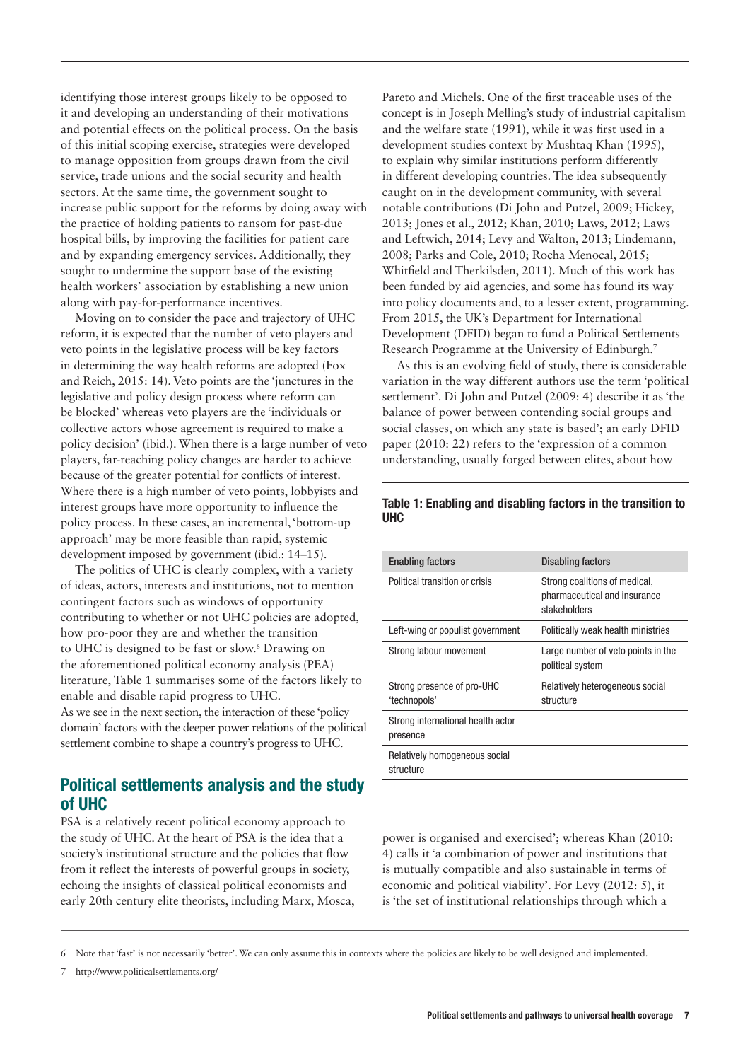identifying those interest groups likely to be opposed to it and developing an understanding of their motivations and potential effects on the political process. On the basis of this initial scoping exercise, strategies were developed to manage opposition from groups drawn from the civil service, trade unions and the social security and health sectors. At the same time, the government sought to increase public support for the reforms by doing away with the practice of holding patients to ransom for past-due hospital bills, by improving the facilities for patient care and by expanding emergency services. Additionally, they sought to undermine the support base of the existing health workers' association by establishing a new union along with pay-for-performance incentives.

Moving on to consider the pace and trajectory of UHC reform, it is expected that the number of veto players and veto points in the legislative process will be key factors in determining the way health reforms are adopted (Fox and Reich, 2015: 14). Veto points are the 'junctures in the legislative and policy design process where reform can be blocked' whereas veto players are the 'individuals or collective actors whose agreement is required to make a policy decision' (ibid.). When there is a large number of veto players, far-reaching policy changes are harder to achieve because of the greater potential for conflicts of interest. Where there is a high number of veto points, lobbyists and interest groups have more opportunity to influence the policy process. In these cases, an incremental, 'bottom-up approach' may be more feasible than rapid, systemic development imposed by government (ibid.: 14–15).

The politics of UHC is clearly complex, with a variety of ideas, actors, interests and institutions, not to mention contingent factors such as windows of opportunity contributing to whether or not UHC policies are adopted, how pro-poor they are and whether the transition to UHC is designed to be fast or slow.[6] Drawing on the aforementioned political economy analysis (PEA) literature, Table 1 summarises some of the factors likely to enable and disable rapid progress to UHC. As we see in the next section, the interaction of these 'policy domain' factors with the deeper power relations of the political settlement combine to shape a country's progress to UHC.

## Political settlements analysis and the study of UHC

PSA is a relatively recent political economy approach to the study of UHC. At the heart of PSA is the idea that a society's institutional structure and the policies that flow from it reflect the interests of powerful groups in society, echoing the insights of classical political economists and early 20th century elite theorists, including Marx, Mosca, Pareto and Michels. One of the first traceable uses of the concept is in Joseph Melling's study of industrial capitalism and the welfare state (1991), while it was first used in a development studies context by Mushtaq Khan (1995), to explain why similar institutions perform differently in different developing countries. The idea subsequently caught on in the development community, with several notable contributions (Di John and Putzel, 2009; Hickey, 2013; Jones et al., 2012; Khan, 2010; Laws, 2012; Laws and Leftwich, 2014; Levy and Walton, 2013; Lindemann, 2008; Parks and Cole, 2010; Rocha Menocal, 2015; Whitfield and Therkilsden, 2011). Much of this work has been funded by aid agencies, and some has found its way into policy documents and, to a lesser extent, programming. From 2015, the UK's Department for International Development (DFID) began to fund a Political Settlements Research Programme at the University of Edinburgh.[7]

As this is an evolving field of study, there is considerable variation in the way different authors use the term 'political settlement'. Di John and Putzel (2009: 4) describe it as 'the balance of power between contending social groups and social classes, on which any state is based'; an early DFID paper (2010: 22) refers to the 'expression of a common understanding, usually forged between elites, about how power is organised and exercised'; whereas Khan (2010: 4) calls it 'a combination of power and institutions that is mutually compatible and also sustainable in terms of economic and political viability'. For Levy (2012: 5), it is 'the set of institutional relationships through which a

**Table 1: Enabling and disabling factors in the transition to UHC**

| Enabling factors | Disabling factors |
|---|---|
| Political transition or crisis | Strong coalitions of medical, pharmaceutical and insurance stakeholders |
| Left-wing or populist government | Politically weak health ministries |
| Strong labour movement | Large number of veto points in the political system |
| Strong presence of pro-UHC 'technopols' | Relatively heterogeneous social structure |
| Strong international health actor presence | |
| Relatively homogeneous social structure | |

6 Note that 'fast' is not necessarily 'better'. We can only assume this in contexts where the policies are likely to be well designed and implemented.

7 http://www.politicalsettlements.org/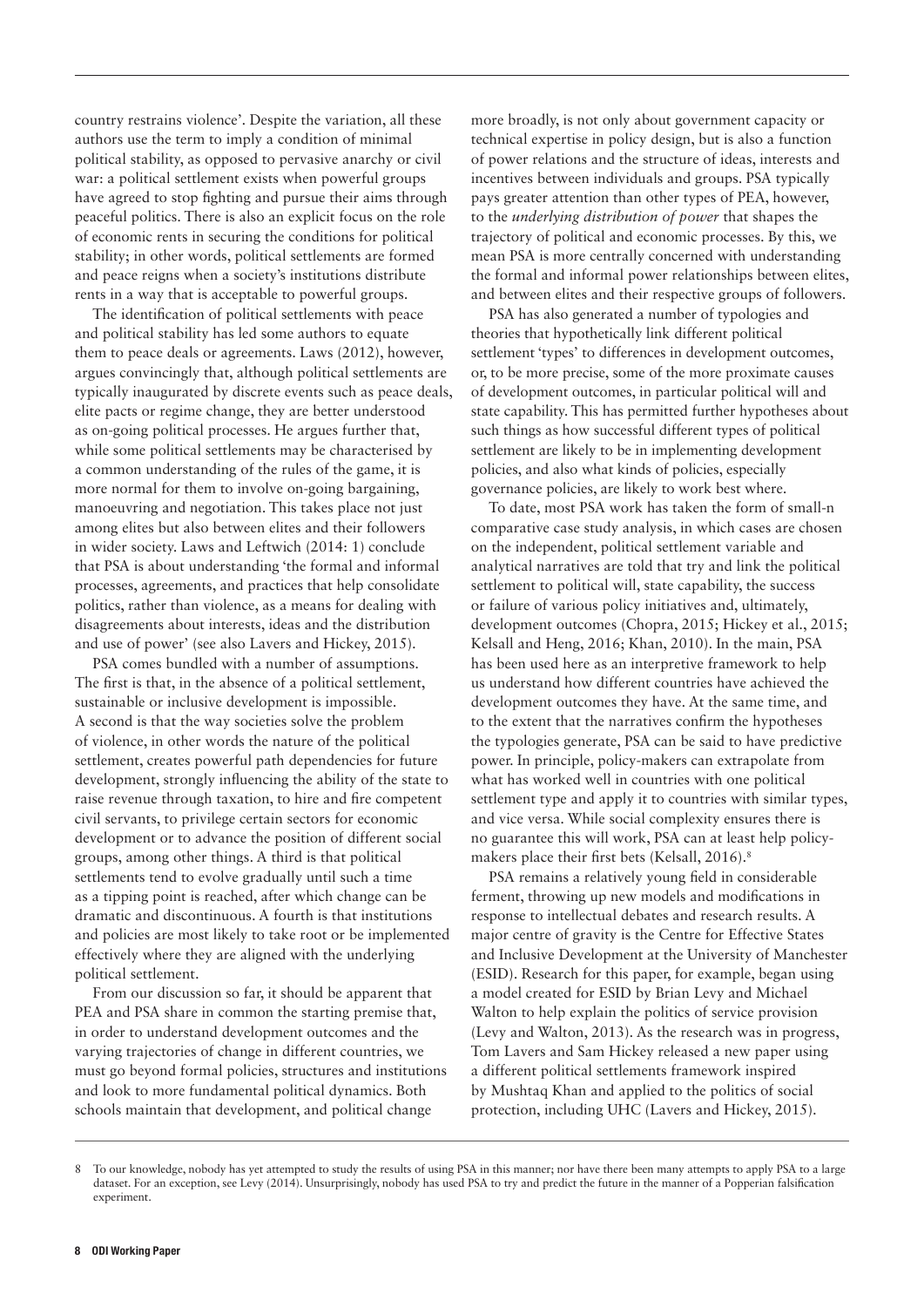country restrains violence'. Despite the variation, all these authors use the term to imply a condition of minimal political stability, as opposed to pervasive anarchy or civil war: a political settlement exists when powerful groups have agreed to stop fighting and pursue their aims through peaceful politics. There is also an explicit focus on the role of economic rents in securing the conditions for political stability; in other words, political settlements are formed and peace reigns when a society's institutions distribute rents in a way that is acceptable to powerful groups.

The identification of political settlements with peace and political stability has led some authors to equate them to peace deals or agreements. Laws (2012), however, argues convincingly that, although political settlements are typically inaugurated by discrete events such as peace deals, elite pacts or regime change, they are better understood as on-going political processes. He argues further that, while some political settlements may be characterised by a common understanding of the rules of the game, it is more normal for them to involve on-going bargaining, manoeuvring and negotiation. This takes place not just among elites but also between elites and their followers in wider society. Laws and Leftwich (2014: 1) conclude that PSA is about understanding 'the formal and informal processes, agreements, and practices that help consolidate politics, rather than violence, as a means for dealing with disagreements about interests, ideas and the distribution and use of power' (see also Lavers and Hickey, 2015).

PSA comes bundled with a number of assumptions. The first is that, in the absence of a political settlement, sustainable or inclusive development is impossible. A second is that the way societies solve the problem of violence, in other words the nature of the political settlement, creates powerful path dependencies for future development, strongly influencing the ability of the state to raise revenue through taxation, to hire and fire competent civil servants, to privilege certain sectors for economic development or to advance the position of different social groups, among other things. A third is that political settlements tend to evolve gradually until such a time as a tipping point is reached, after which change can be dramatic and discontinuous. A fourth is that institutions and policies are most likely to take root or be implemented effectively where they are aligned with the underlying political settlement.

From our discussion so far, it should be apparent that PEA and PSA share in common the starting premise that, in order to understand development outcomes and the varying trajectories of change in different countries, we must go beyond formal policies, structures and institutions and look to more fundamental political dynamics. Both schools maintain that development, and political change more broadly, is not only about government capacity or technical expertise in policy design, but is also a function of power relations and the structure of ideas, interests and incentives between individuals and groups. PSA typically pays greater attention than other types of PEA, however, to the *underlying distribution of power* that shapes the trajectory of political and economic processes. By this, we mean PSA is more centrally concerned with understanding the formal and informal power relationships between elites, and between elites and their respective groups of followers.

PSA has also generated a number of typologies and theories that hypothetically link different political settlement 'types' to differences in development outcomes, or, to be more precise, some of the more proximate causes of development outcomes, in particular political will and state capability. This has permitted further hypotheses about such things as how successful different types of political settlement are likely to be in implementing development policies, and also what kinds of policies, especially governance policies, are likely to work best where.

To date, most PSA work has taken the form of small-n comparative case study analysis, in which cases are chosen on the independent, political settlement variable and analytical narratives are told that try and link the political settlement to political will, state capability, the success or failure of various policy initiatives and, ultimately, development outcomes (Chopra, 2015; Hickey et al., 2015; Kelsall and Heng, 2016; Khan, 2010). In the main, PSA has been used here as an interpretive framework to help us understand how different countries have achieved the development outcomes they have. At the same time, and to the extent that the narratives confirm the hypotheses the typologies generate, PSA can be said to have predictive power. In principle, policy-makers can extrapolate from what has worked well in countries with one political settlement type and apply it to countries with similar types, and vice versa. While social complexity ensures there is no guarantee this will work, PSA can at least help policy-makers place their first bets (Kelsall, 2016).[8]

PSA remains a relatively young field in considerable ferment, throwing up new models and modifications in response to intellectual debates and research results. A major centre of gravity is the Centre for Effective States and Inclusive Development at the University of Manchester (ESID). Research for this paper, for example, began using a model created for ESID by Brian Levy and Michael Walton to help explain the politics of service provision (Levy and Walton, 2013). As the research was in progress, Tom Lavers and Sam Hickey released a new paper using a different political settlements framework inspired by Mushtaq Khan and applied to the politics of social protection, including UHC (Lavers and Hickey, 2015).

---

8 To our knowledge, nobody has yet attempted to study the results of using PSA in this manner; nor have there been many attempts to apply PSA to a large dataset. For an exception, see Levy (2014). Unsurprisingly, nobody has used PSA to try and predict the future in the manner of a Popperian falsification experiment.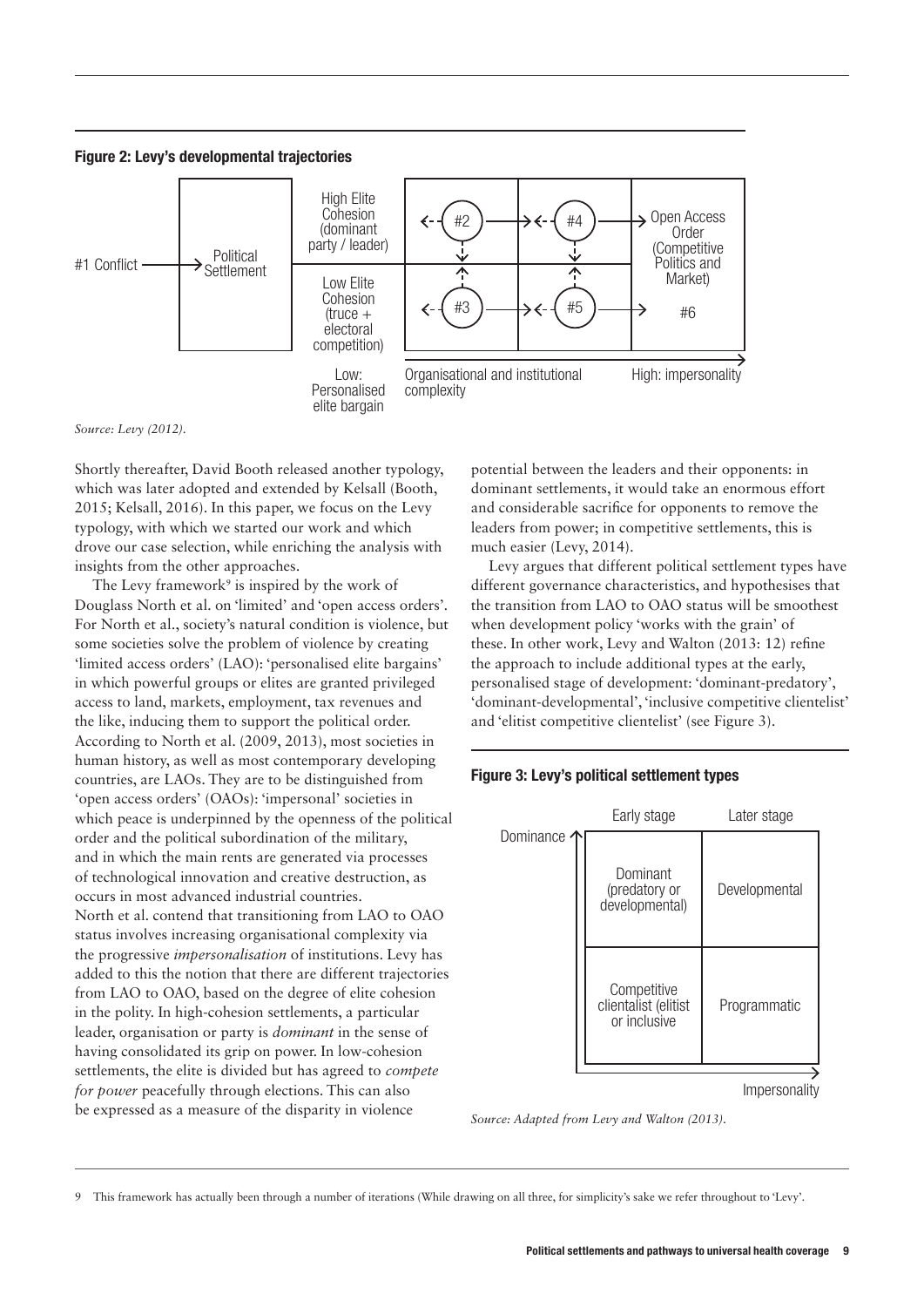**Figure 2: Levy's developmental trajectories**

*Source: Levy (2012).*

Shortly thereafter, David Booth released another typology, which was later adopted and extended by Kelsall (Booth, 2015; Kelsall, 2016). In this paper, we focus on the Levy typology, with which we started our work and which drove our case selection, while enriching the analysis with insights from the other approaches.

The Levy framework[9] is inspired by the work of Douglass North et al. on 'limited' and 'open access orders'. For North et al., society's natural condition is violence, but some societies solve the problem of violence by creating 'limited access orders' (LAO): 'personalised elite bargains' in which powerful groups or elites are granted privileged access to land, markets, employment, tax revenues and the like, inducing them to support the political order. According to North et al. (2009, 2013), most societies in human history, as well as most contemporary developing countries, are LAOs. They are to be distinguished from 'open access orders' (OAOs): 'impersonal' societies in which peace is underpinned by the openness of the political order and the political subordination of the military, and in which the main rents are generated via processes of technological innovation and creative destruction, as occurs in most advanced industrial countries.
North et al. contend that transitioning from LAO to OAO status involves increasing organisational complexity via the progressive *impersonalisation* of institutions. Levy has added to this the notion that there are different trajectories from LAO to OAO, based on the degree of elite cohesion in the polity. In high-cohesion settlements, a particular leader, organisation or party is *dominant* in the sense of having consolidated its grip on power. In low-cohesion settlements, the elite is divided but has agreed to *compete for power* peacefully through elections. This can also be expressed as a measure of the disparity in violence potential between the leaders and their opponents: in dominant settlements, it would take an enormous effort and considerable sacrifice for opponents to remove the leaders from power; in competitive settlements, this is much easier (Levy, 2014).

Levy argues that different political settlement types have different governance characteristics, and hypothesises that the transition from LAO to OAO status will be smoothest when development policy 'works with the grain' of these. In other work, Levy and Walton (2013: 12) refine the approach to include additional types at the early, personalised stage of development: 'dominant-predatory', 'dominant-developmental', 'inclusive competitive clientelist' and 'elitist competitive clientelist' (see Figure 3).

**Figure 3: Levy's political settlement types**

*Source: Adapted from Levy and Walton (2013).*

9 This framework has actually been through a number of iterations (While drawing on all three, for simplicity's sake we refer throughout to 'Levy'.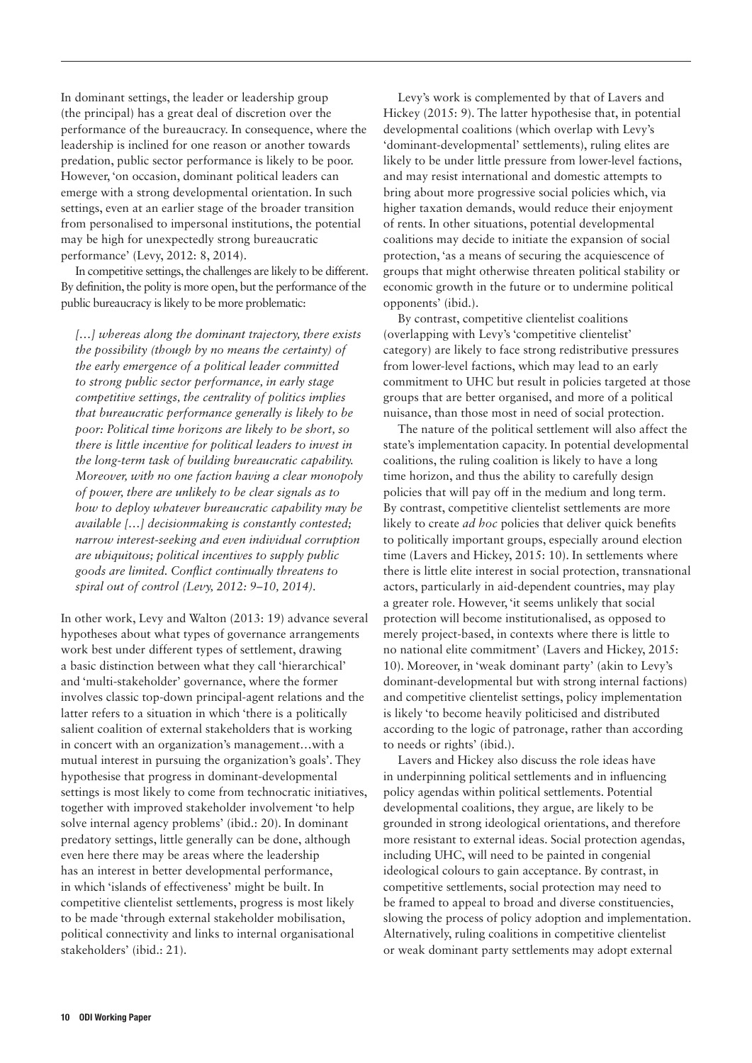In dominant settings, the leader or leadership group (the principal) has a great deal of discretion over the performance of the bureaucracy. In consequence, where the leadership is inclined for one reason or another towards predation, public sector performance is likely to be poor. However, 'on occasion, dominant political leaders can emerge with a strong developmental orientation. In such settings, even at an earlier stage of the broader transition from personalised to impersonal institutions, the potential may be high for unexpectedly strong bureaucratic performance' (Levy, 2012: 8, 2014).

In competitive settings, the challenges are likely to be different. By definition, the polity is more open, but the performance of the public bureaucracy is likely to be more problematic:

> *[…] whereas along the dominant trajectory, there exists the possibility (though by no means the certainty) of the early emergence of a political leader committed to strong public sector performance, in early stage competitive settings, the centrality of politics implies that bureaucratic performance generally is likely to be poor: Political time horizons are likely to be short, so there is little incentive for political leaders to invest in the long-term task of building bureaucratic capability. Moreover, with no one faction having a clear monopoly of power, there are unlikely to be clear signals as to how to deploy whatever bureaucratic capability may be available […] decisionmaking is constantly contested; narrow interest-seeking and even individual corruption are ubiquitous; political incentives to supply public goods are limited. Conflict continually threatens to spiral out of control (Levy, 2012: 9–10, 2014).*

In other work, Levy and Walton (2013: 19) advance several hypotheses about what types of governance arrangements work best under different types of settlement, drawing a basic distinction between what they call 'hierarchical' and 'multi-stakeholder' governance, where the former involves classic top-down principal-agent relations and the latter refers to a situation in which 'there is a politically salient coalition of external stakeholders that is working in concert with an organization's management…with a mutual interest in pursuing the organization's goals'. They hypothesise that progress in dominant-developmental settings is most likely to come from technocratic initiatives, together with improved stakeholder involvement 'to help solve internal agency problems' (ibid.: 20). In dominant predatory settings, little generally can be done, although even here there may be areas where the leadership has an interest in better developmental performance, in which 'islands of effectiveness' might be built. In competitive clientelist settlements, progress is most likely to be made 'through external stakeholder mobilisation, political connectivity and links to internal organisational stakeholders' (ibid.: 21).

Levy's work is complemented by that of Lavers and Hickey (2015: 9). The latter hypothesise that, in potential developmental coalitions (which overlap with Levy's 'dominant-developmental' settlements), ruling elites are likely to be under little pressure from lower-level factions, and may resist international and domestic attempts to bring about more progressive social policies which, via higher taxation demands, would reduce their enjoyment of rents. In other situations, potential developmental coalitions may decide to initiate the expansion of social protection, 'as a means of securing the acquiescence of groups that might otherwise threaten political stability or economic growth in the future or to undermine political opponents' (ibid.).

By contrast, competitive clientelist coalitions (overlapping with Levy's 'competitive clientelist' category) are likely to face strong redistributive pressures from lower-level factions, which may lead to an early commitment to UHC but result in policies targeted at those groups that are better organised, and more of a political nuisance, than those most in need of social protection.

The nature of the political settlement will also affect the state's implementation capacity. In potential developmental coalitions, the ruling coalition is likely to have a long time horizon, and thus the ability to carefully design policies that will pay off in the medium and long term. By contrast, competitive clientelist settlements are more likely to create *ad hoc* policies that deliver quick benefits to politically important groups, especially around election time (Lavers and Hickey, 2015: 10). In settlements where there is little elite interest in social protection, transnational actors, particularly in aid-dependent countries, may play a greater role. However, 'it seems unlikely that social protection will become institutionalised, as opposed to merely project-based, in contexts where there is little to no national elite commitment' (Lavers and Hickey, 2015: 10). Moreover, in 'weak dominant party' (akin to Levy's dominant-developmental but with strong internal factions) and competitive clientelist settings, policy implementation is likely 'to become heavily politicised and distributed according to the logic of patronage, rather than according to needs or rights' (ibid.).

Lavers and Hickey also discuss the role ideas have in underpinning political settlements and in influencing policy agendas within political settlements. Potential developmental coalitions, they argue, are likely to be grounded in strong ideological orientations, and therefore more resistant to external ideas. Social protection agendas, including UHC, will need to be painted in congenial ideological colours to gain acceptance. By contrast, in competitive settlements, social protection may need to be framed to appeal to broad and diverse constituencies, slowing the process of policy adoption and implementation. Alternatively, ruling coalitions in competitive clientelist or weak dominant party settlements may adopt external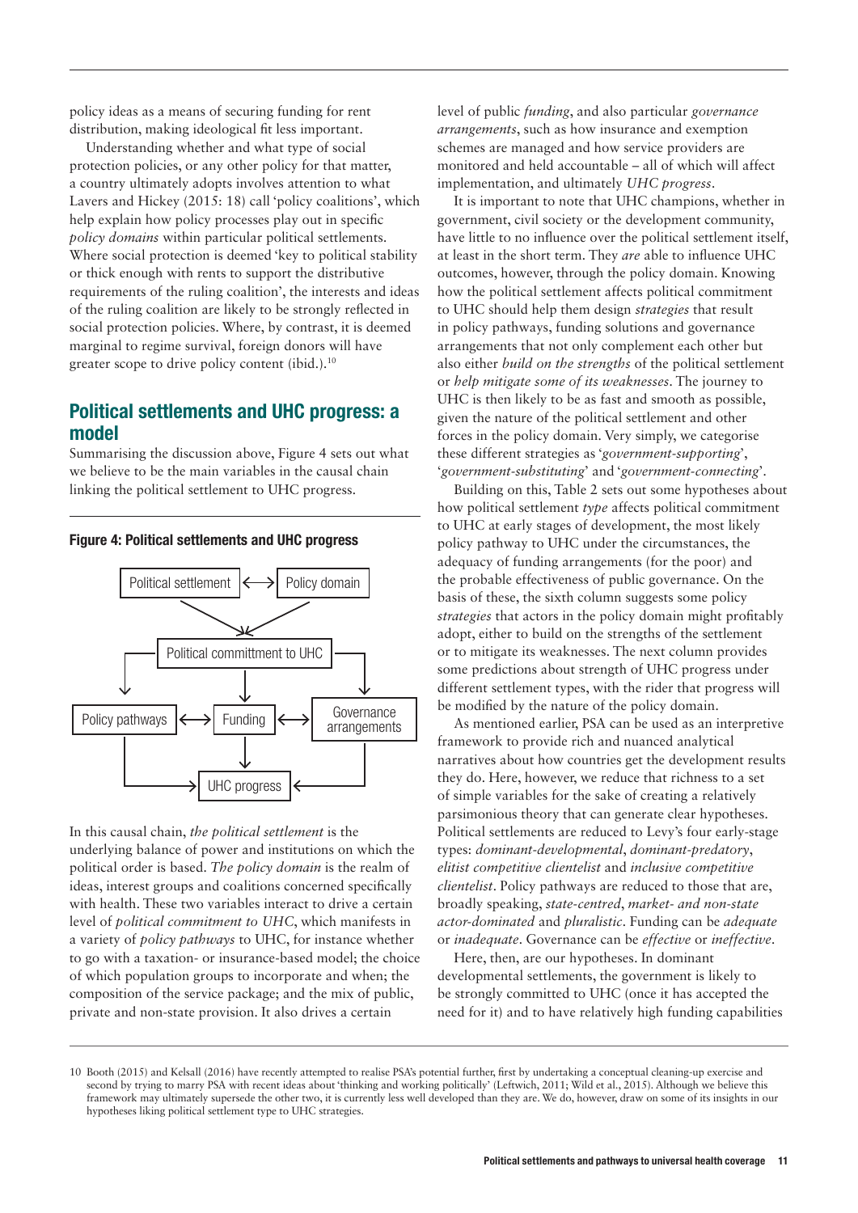policy ideas as a means of securing funding for rent distribution, making ideological fit less important.

Understanding whether and what type of social protection policies, or any other policy for that matter, a country ultimately adopts involves attention to what Lavers and Hickey (2015: 18) call 'policy coalitions', which help explain how policy processes play out in specific *policy domains* within particular political settlements. Where social protection is deemed 'key to political stability or thick enough with rents to support the distributive requirements of the ruling coalition', the interests and ideas of the ruling coalition are likely to be strongly reflected in social protection policies. Where, by contrast, it is deemed marginal to regime survival, foreign donors will have greater scope to drive policy content (ibid.).[10]

## Political settlements and UHC progress: a model

Summarising the discussion above, Figure 4 sets out what we believe to be the main variables in the causal chain linking the political settlement to UHC progress.

**Figure 4: Political settlements and UHC progress**

Political settlement ⟷ Policy domain → Political committment to UHC → Policy pathways ⟷ Funding ⟷ Governance arrangements → UHC progress

In this causal chain, *the political settlement* is the underlying balance of power and institutions on which the political order is based. *The policy domain* is the realm of ideas, interest groups and coalitions concerned specifically with health. These two variables interact to drive a certain level of *political commitment to UHC*, which manifests in a variety of *policy pathways* to UHC, for instance whether to go with a taxation- or insurance-based model; the choice of which population groups to incorporate and when; the composition of the service package; and the mix of public, private and non-state provision. It also drives a certain level of public *funding*, and also particular *governance arrangements*, such as how insurance and exemption schemes are managed and how service providers are monitored and held accountable – all of which will affect implementation, and ultimately *UHC progress*.

It is important to note that UHC champions, whether in government, civil society or the development community, have little to no influence over the political settlement itself, at least in the short term. They *are* able to influence UHC outcomes, however, through the policy domain. Knowing how the political settlement affects political commitment to UHC should help them design *strategies* that result in policy pathways, funding solutions and governance arrangements that not only complement each other but also either *build on the strengths* of the political settlement or *help mitigate some of its weaknesses*. The journey to UHC is then likely to be as fast and smooth as possible, given the nature of the political settlement and other forces in the policy domain. Very simply, we categorise these different strategies as '*government-supporting*', '*government-substituting*' and '*government-connecting*'.

Building on this, Table 2 sets out some hypotheses about how political settlement *type* affects political commitment to UHC at early stages of development, the most likely policy pathway to UHC under the circumstances, the adequacy of funding arrangements (for the poor) and the probable effectiveness of public governance. On the basis of these, the sixth column suggests some policy *strategies* that actors in the policy domain might profitably adopt, either to build on the strengths of the settlement or to mitigate its weaknesses. The next column provides some predictions about strength of UHC progress under different settlement types, with the rider that progress will be modified by the nature of the policy domain.

As mentioned earlier, PSA can be used as an interpretive framework to provide rich and nuanced analytical narratives about how countries get the development results they do. Here, however, we reduce that richness to a set of simple variables for the sake of creating a relatively parsimonious theory that can generate clear hypotheses. Political settlements are reduced to Levy's four early-stage types: *dominant-developmental*, *dominant-predatory*, *elitist competitive clientelist* and *inclusive competitive clientelist*. Policy pathways are reduced to those that are, broadly speaking, *state-centred*, *market- and non-state actor-dominated* and *pluralistic*. Funding can be *adequate* or *inadequate*. Governance can be *effective* or *ineffective*.

Here, then, are our hypotheses. In dominant developmental settlements, the government is likely to be strongly committed to UHC (once it has accepted the need for it) and to have relatively high funding capabilities

10 Booth (2015) and Kelsall (2016) have recently attempted to realise PSA's potential further, first by undertaking a conceptual cleaning-up exercise and second by trying to marry PSA with recent ideas about 'thinking and working politically' (Leftwich, 2011; Wild et al., 2015). Although we believe this framework may ultimately supersede the other two, it is currently less well developed than they are. We do, however, draw on some of its insights in our hypotheses liking political settlement type to UHC strategies.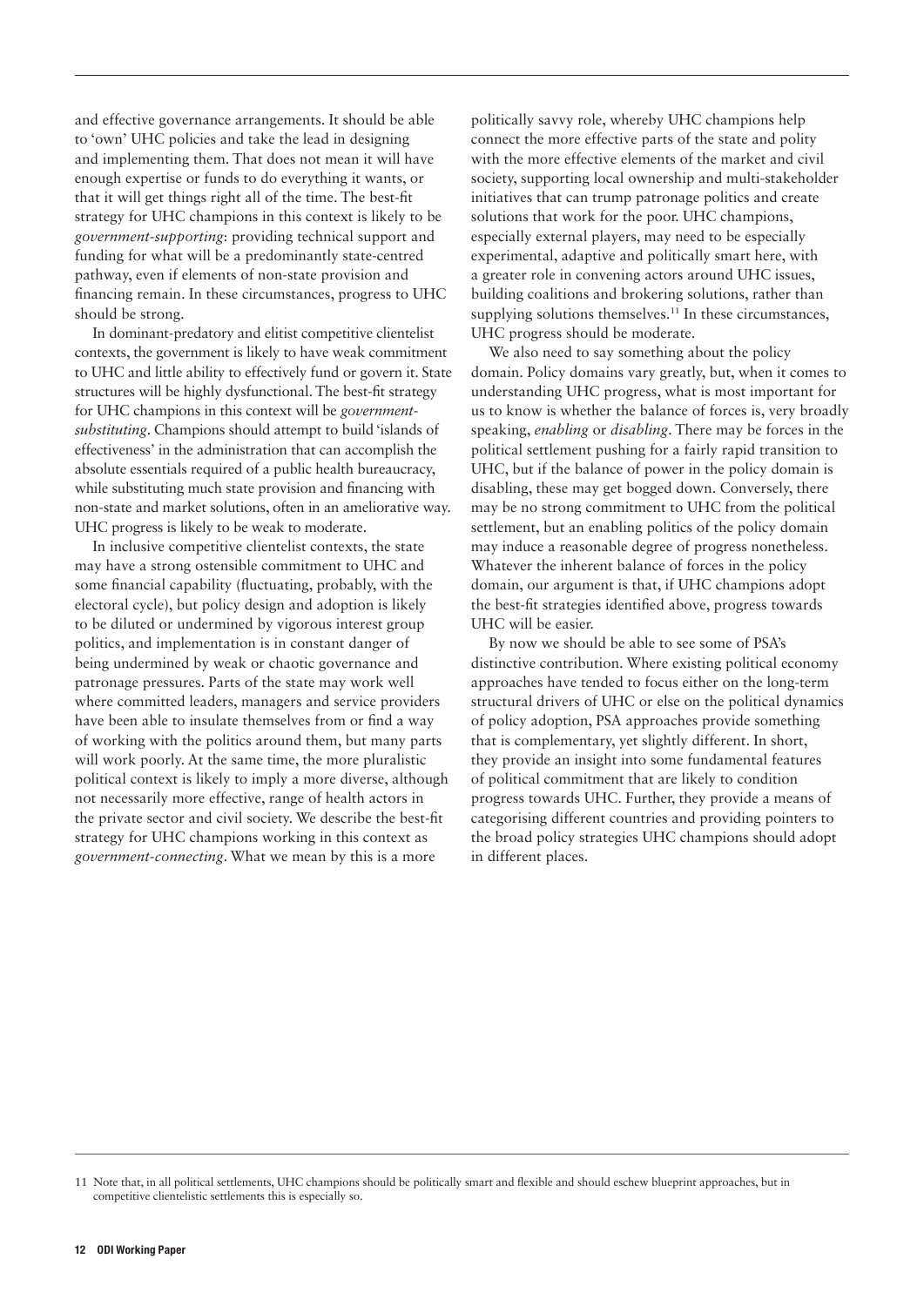and effective governance arrangements. It should be able to 'own' UHC policies and take the lead in designing and implementing them. That does not mean it will have enough expertise or funds to do everything it wants, or that it will get things right all of the time. The best-fit strategy for UHC champions in this context is likely to be *government-supporting*: providing technical support and funding for what will be a predominantly state-centred pathway, even if elements of non-state provision and financing remain. In these circumstances, progress to UHC should be strong.

In dominant-predatory and elitist competitive clientelist contexts, the government is likely to have weak commitment to UHC and little ability to effectively fund or govern it. State structures will be highly dysfunctional. The best-fit strategy for UHC champions in this context will be *government-substituting*. Champions should attempt to build 'islands of effectiveness' in the administration that can accomplish the absolute essentials required of a public health bureaucracy, while substituting much state provision and financing with non-state and market solutions, often in an ameliorative way. UHC progress is likely to be weak to moderate.

In inclusive competitive clientelist contexts, the state may have a strong ostensible commitment to UHC and some financial capability (fluctuating, probably, with the electoral cycle), but policy design and adoption is likely to be diluted or undermined by vigorous interest group politics, and implementation is in constant danger of being undermined by weak or chaotic governance and patronage pressures. Parts of the state may work well where committed leaders, managers and service providers have been able to insulate themselves from or find a way of working with the politics around them, but many parts will work poorly. At the same time, the more pluralistic political context is likely to imply a more diverse, although not necessarily more effective, range of health actors in the private sector and civil society. We describe the best-fit strategy for UHC champions working in this context as *government-connecting*. What we mean by this is a more politically savvy role, whereby UHC champions help connect the more effective parts of the state and polity with the more effective elements of the market and civil society, supporting local ownership and multi-stakeholder initiatives that can trump patronage politics and create solutions that work for the poor. UHC champions, especially external players, may need to be especially experimental, adaptive and politically smart here, with a greater role in convening actors around UHC issues, building coalitions and brokering solutions, rather than supplying solutions themselves.[11] In these circumstances, UHC progress should be moderate.

We also need to say something about the policy domain. Policy domains vary greatly, but, when it comes to understanding UHC progress, what is most important for us to know is whether the balance of forces is, very broadly speaking, *enabling* or *disabling*. There may be forces in the political settlement pushing for a fairly rapid transition to UHC, but if the balance of power in the policy domain is disabling, these may get bogged down. Conversely, there may be no strong commitment to UHC from the political settlement, but an enabling politics of the policy domain may induce a reasonable degree of progress nonetheless. Whatever the inherent balance of forces in the policy domain, our argument is that, if UHC champions adopt the best-fit strategies identified above, progress towards UHC will be easier.

By now we should be able to see some of PSA's distinctive contribution. Where existing political economy approaches have tended to focus either on the long-term structural drivers of UHC or else on the political dynamics of policy adoption, PSA approaches provide something that is complementary, yet slightly different. In short, they provide an insight into some fundamental features of political commitment that are likely to condition progress towards UHC. Further, they provide a means of categorising different countries and providing pointers to the broad policy strategies UHC champions should adopt in different places.

11 Note that, in all political settlements, UHC champions should be politically smart and flexible and should eschew blueprint approaches, but in competitive clientelistic settlements this is especially so.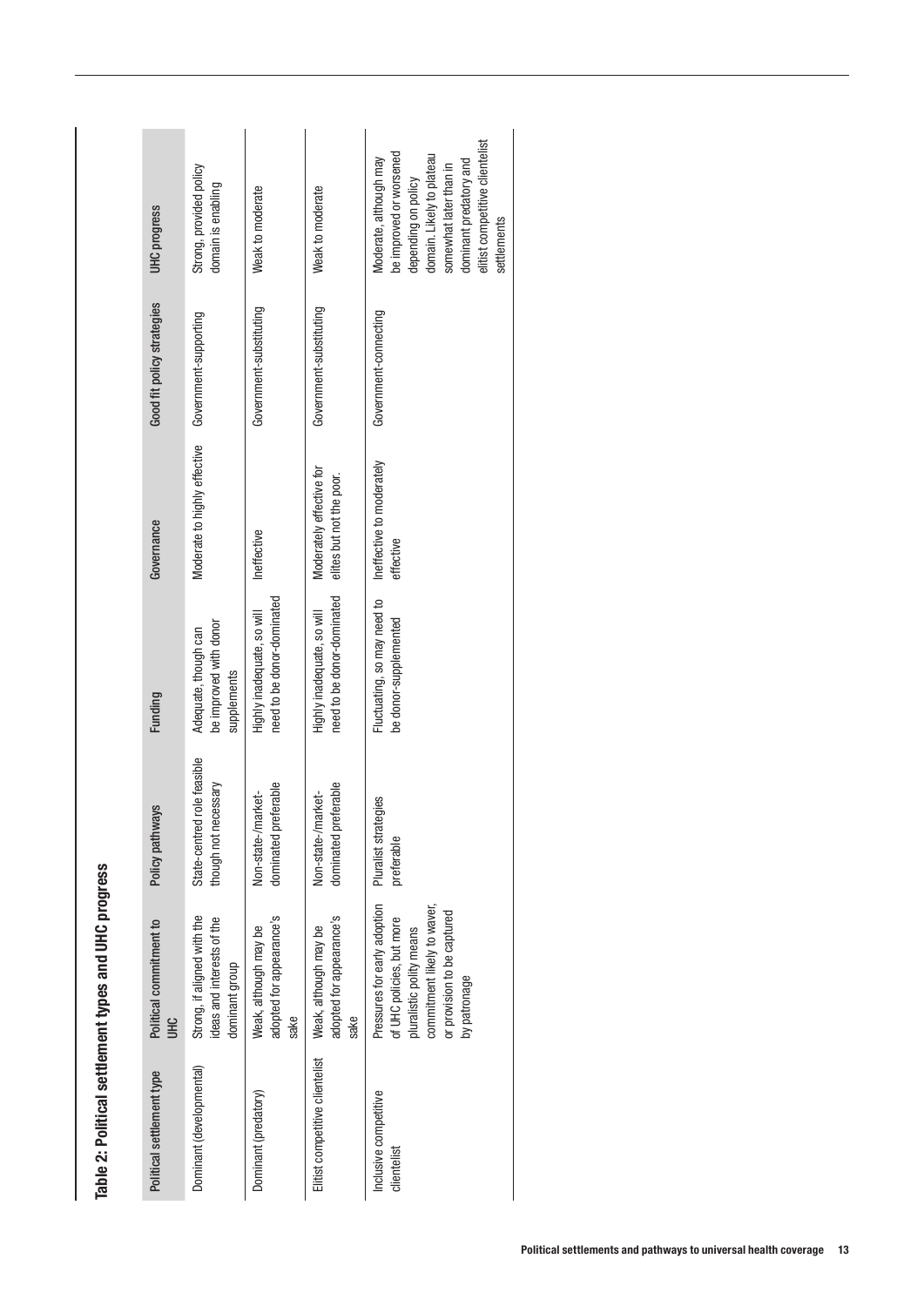**Table 2: Political settlement types and UHC progress**

| Political settlement type | Political commitment to UHC | Policy pathways | Funding | Governance | Good fit policy strategies | UHC progress |
|---|---|---|---|---|---|---|
| Dominant (developmental) | Strong, if aligned with the ideas and interests of the dominant group | State-centred role feasible though not necessary | Adequate, though can be improved with donor supplements | Moderate to highly effective | Government-supporting | Strong, provided policy domain is enabling |
| Dominant (predatory) | Weak, although may be adopted for appearance's sake | Non-state-/market-dominated preferable | Highly inadequate, so will need to be donor-dominated | Ineffective | Government-substituting | Weak to moderate |
| Elitist competitive clientelist | Weak, although may be adopted for appearance's sake | Non-state-/market-dominated preferable | Highly inadequate, so will need to be donor-dominated | Moderately effective for elites but not the poor. | Government-substituting | Weak to moderate |
| Inclusive competitive clientelist | Pressures for early adoption of UHC policies, but more pluralistic polity means commitment likely to waver, or provision to be captured by patronage | Pluralist strategies preferable | Fluctuating, so may need to be donor-supplemented | Ineffective to moderately effective | Government-connecting | Moderate, although may be improved or worsened depending on policy domain. Likely to plateau somewhat later than in dominant predatory and elitist competitive clientelist settlements |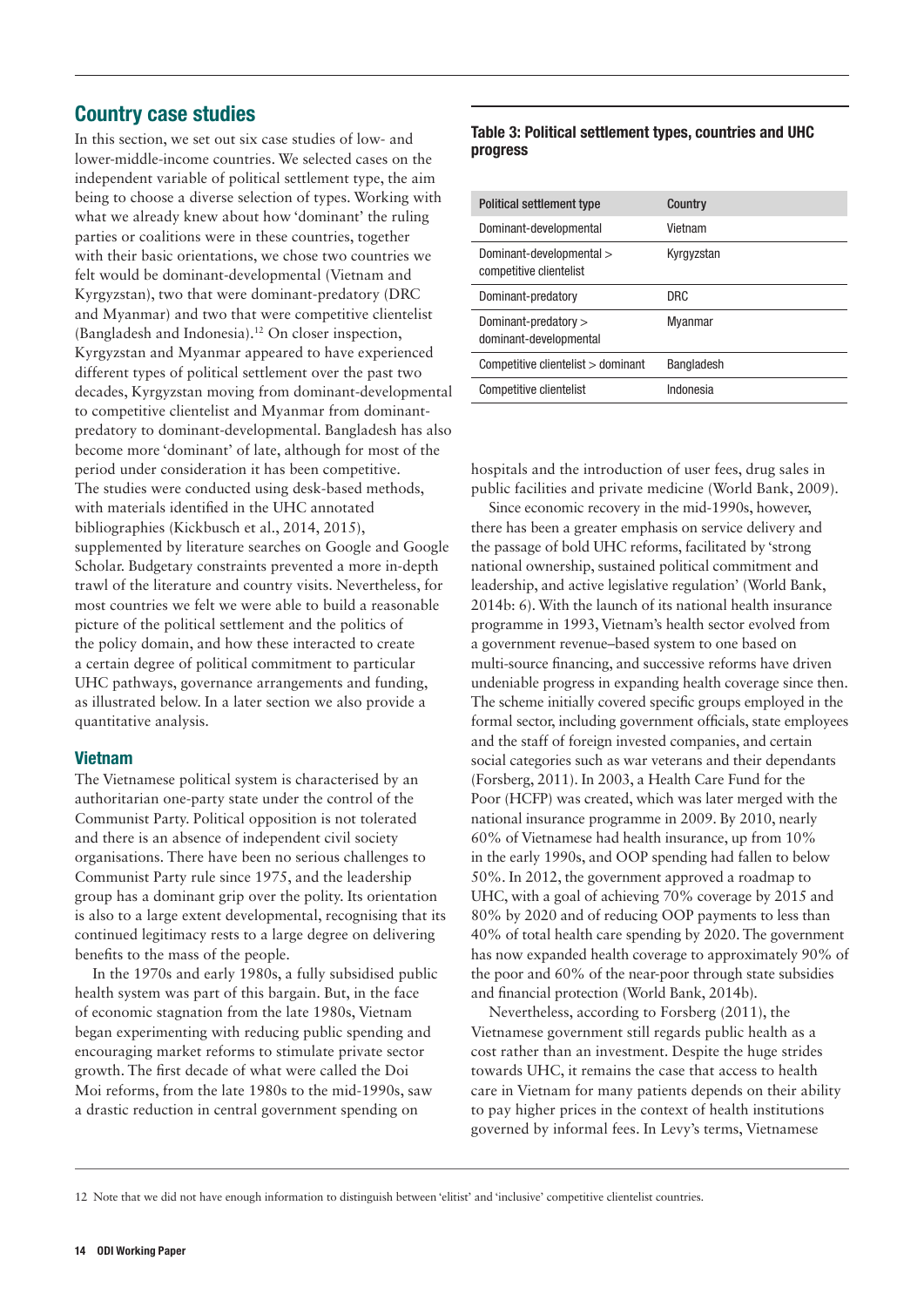## Country case studies

In this section, we set out six case studies of low- and lower-middle-income countries. We selected cases on the independent variable of political settlement type, the aim being to choose a diverse selection of types. Working with what we already knew about how 'dominant' the ruling parties or coalitions were in these countries, together with their basic orientations, we chose two countries we felt would be dominant-developmental (Vietnam and Kyrgyzstan), two that were dominant-predatory (DRC and Myanmar) and two that were competitive clientelist (Bangladesh and Indonesia).[12] On closer inspection, Kyrgyzstan and Myanmar appeared to have experienced different types of political settlement over the past two decades, Kyrgyzstan moving from dominant-developmental to competitive clientelist and Myanmar from dominant-predatory to dominant-developmental. Bangladesh has also become more 'dominant' of late, although for most of the period under consideration it has been competitive. The studies were conducted using desk-based methods, with materials identified in the UHC annotated bibliographies (Kickbusch et al., 2014, 2015), supplemented by literature searches on Google and Google Scholar. Budgetary constraints prevented a more in-depth trawl of the literature and country visits. Nevertheless, for most countries we felt we were able to build a reasonable picture of the political settlement and the politics of the policy domain, and how these interacted to create a certain degree of political commitment to particular UHC pathways, governance arrangements and funding, as illustrated below. In a later section we also provide a quantitative analysis.

**Table 3: Political settlement types, countries and UHC progress**

| Political settlement type | Country |
|---|---|
| Dominant-developmental | Vietnam |
| Dominant-developmental > competitive clientelist | Kyrgyzstan |
| Dominant-predatory | DRC |
| Dominant-predatory > dominant-developmental | Myanmar |
| Competitive clientelist > dominant | Bangladesh |
| Competitive clientelist | Indonesia |

### Vietnam

The Vietnamese political system is characterised by an authoritarian one-party state under the control of the Communist Party. Political opposition is not tolerated and there is an absence of independent civil society organisations. There have been no serious challenges to Communist Party rule since 1975, and the leadership group has a dominant grip over the polity. Its orientation is also to a large extent developmental, recognising that its continued legitimacy rests to a large degree on delivering benefits to the mass of the people.

In the 1970s and early 1980s, a fully subsidised public health system was part of this bargain. But, in the face of economic stagnation from the late 1980s, Vietnam began experimenting with reducing public spending and encouraging market reforms to stimulate private sector growth. The first decade of what were called the Doi Moi reforms, from the late 1980s to the mid-1990s, saw a drastic reduction in central government spending on hospitals and the introduction of user fees, drug sales in public facilities and private medicine (World Bank, 2009).

Since economic recovery in the mid-1990s, however, there has been a greater emphasis on service delivery and the passage of bold UHC reforms, facilitated by 'strong national ownership, sustained political commitment and leadership, and active legislative regulation' (World Bank, 2014b: 6). With the launch of its national health insurance programme in 1993, Vietnam's health sector evolved from a government revenue–based system to one based on multi-source financing, and successive reforms have driven undeniable progress in expanding health coverage since then. The scheme initially covered specific groups employed in the formal sector, including government officials, state employees and the staff of foreign invested companies, and certain social categories such as war veterans and their dependants (Forsberg, 2011). In 2003, a Health Care Fund for the Poor (HCFP) was created, which was later merged with the national insurance programme in 2009. By 2010, nearly 60% of Vietnamese had health insurance, up from 10% in the early 1990s, and OOP spending had fallen to below 50%. In 2012, the government approved a roadmap to UHC, with a goal of achieving 70% coverage by 2015 and 80% by 2020 and of reducing OOP payments to less than 40% of total health care spending by 2020. The government has now expanded health coverage to approximately 90% of the poor and 60% of the near-poor through state subsidies and financial protection (World Bank, 2014b).

Nevertheless, according to Forsberg (2011), the Vietnamese government still regards public health as a cost rather than an investment. Despite the huge strides towards UHC, it remains the case that access to health care in Vietnam for many patients depends on their ability to pay higher prices in the context of health institutions governed by informal fees. In Levy's terms, Vietnamese

12 Note that we did not have enough information to distinguish between 'elitist' and 'inclusive' competitive clientelist countries.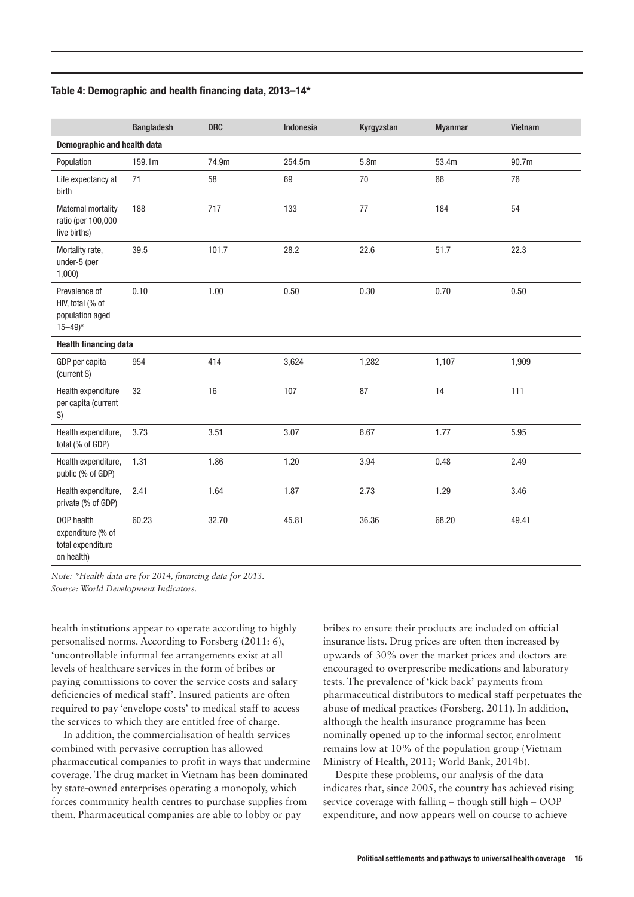**Table 4: Demographic and health financing data, 2013–14***

| | Bangladesh | DRC | Indonesia | Kyrgyzstan | Myanmar | Vietnam |
|---|---|---|---|---|---|---|
| **Demographic and health data** | | | | | | |
| Population | 159.1m | 74.9m | 254.5m | 5.8m | 53.4m | 90.7m |
| Life expectancy at birth | 71 | 58 | 69 | 70 | 66 | 76 |
| Maternal mortality ratio (per 100,000 live births) | 188 | 717 | 133 | 77 | 184 | 54 |
| Mortality rate, under-5 (per 1,000) | 39.5 | 101.7 | 28.2 | 22.6 | 51.7 | 22.3 |
| Prevalence of HIV, total (% of population aged 15–49)* | 0.10 | 1.00 | 0.50 | 0.30 | 0.70 | 0.50 |
| **Health financing data** | | | | | | |
| GDP per capita (current $) | 954 | 414 | 3,624 | 1,282 | 1,107 | 1,909 |
| Health expenditure per capita (current $) | 32 | 16 | 107 | 87 | 14 | 111 |
| Health expenditure, total (% of GDP) | 3.73 | 3.51 | 3.07 | 6.67 | 1.77 | 5.95 |
| Health expenditure, public (% of GDP) | 1.31 | 1.86 | 1.20 | 3.94 | 0.48 | 2.49 |
| Health expenditure, private (% of GDP) | 2.41 | 1.64 | 1.87 | 2.73 | 1.29 | 3.46 |
| OOP health expenditure (% of total expenditure on health) | 60.23 | 32.70 | 45.81 | 36.36 | 68.20 | 49.41 |

*Note: *Health data are for 2014, financing data for 2013.*
*Source: World Development Indicators.*

health institutions appear to operate according to highly personalised norms. According to Forsberg (2011: 6), 'uncontrollable informal fee arrangements exist at all levels of healthcare services in the form of bribes or paying commissions to cover the service costs and salary deficiencies of medical staff'. Insured patients are often required to pay 'envelope costs' to medical staff to access the services to which they are entitled free of charge.

In addition, the commercialisation of health services combined with pervasive corruption has allowed pharmaceutical companies to profit in ways that undermine coverage. The drug market in Vietnam has been dominated by state-owned enterprises operating a monopoly, which forces community health centres to purchase supplies from them. Pharmaceutical companies are able to lobby or pay bribes to ensure their products are included on official insurance lists. Drug prices are often then increased by upwards of 30% over the market prices and doctors are encouraged to overprescribe medications and laboratory tests. The prevalence of 'kick back' payments from pharmaceutical distributors to medical staff perpetuates the abuse of medical practices (Forsberg, 2011). In addition, although the health insurance programme has been nominally opened up to the informal sector, enrolment remains low at 10% of the population group (Vietnam Ministry of Health, 2011; World Bank, 2014b).

Despite these problems, our analysis of the data indicates that, since 2005, the country has achieved rising service coverage with falling – though still high – OOP expenditure, and now appears well on course to achieve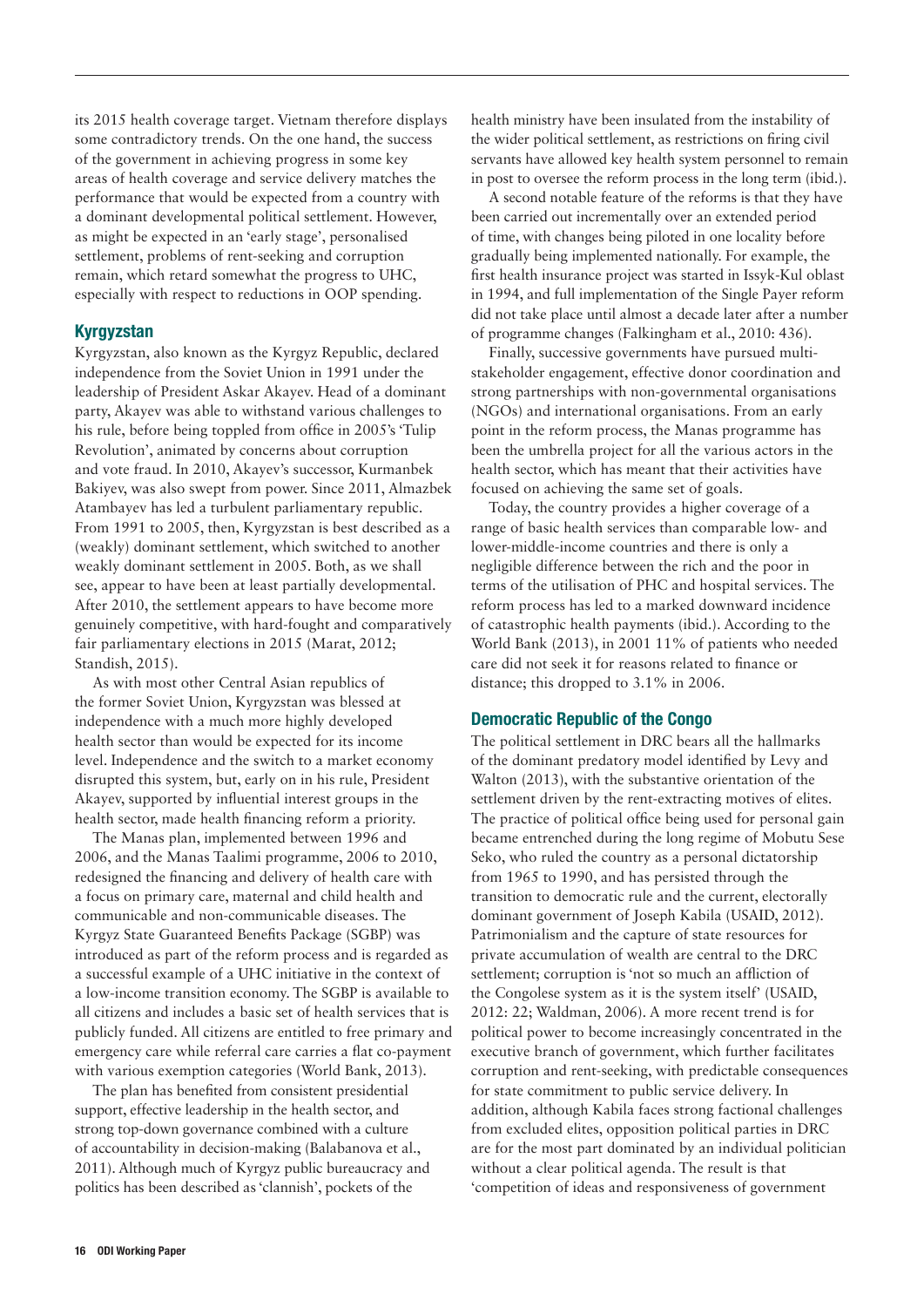its 2015 health coverage target. Vietnam therefore displays some contradictory trends. On the one hand, the success of the government in achieving progress in some key areas of health coverage and service delivery matches the performance that would be expected from a country with a dominant developmental political settlement. However, as might be expected in an 'early stage', personalised settlement, problems of rent-seeking and corruption remain, which retard somewhat the progress to UHC, especially with respect to reductions in OOP spending.

### Kyrgyzstan

Kyrgyzstan, also known as the Kyrgyz Republic, declared independence from the Soviet Union in 1991 under the leadership of President Askar Akayev. Head of a dominant party, Akayev was able to withstand various challenges to his rule, before being toppled from office in 2005's 'Tulip Revolution', animated by concerns about corruption and vote fraud. In 2010, Akayev's successor, Kurmanbek Bakiyev, was also swept from power. Since 2011, Almazbek Atambayev has led a turbulent parliamentary republic. From 1991 to 2005, then, Kyrgyzstan is best described as a (weakly) dominant settlement, which switched to another weakly dominant settlement in 2005. Both, as we shall see, appear to have been at least partially developmental. After 2010, the settlement appears to have become more genuinely competitive, with hard-fought and comparatively fair parliamentary elections in 2015 (Marat, 2012; Standish, 2015).

As with most other Central Asian republics of the former Soviet Union, Kyrgyzstan was blessed at independence with a much more highly developed health sector than would be expected for its income level. Independence and the switch to a market economy disrupted this system, but, early on in his rule, President Akayev, supported by influential interest groups in the health sector, made health financing reform a priority.

The Manas plan, implemented between 1996 and 2006, and the Manas Taalimi programme, 2006 to 2010, redesigned the financing and delivery of health care with a focus on primary care, maternal and child health and communicable and non-communicable diseases. The Kyrgyz State Guaranteed Benefits Package (SGBP) was introduced as part of the reform process and is regarded as a successful example of a UHC initiative in the context of a low-income transition economy. The SGBP is available to all citizens and includes a basic set of health services that is publicly funded. All citizens are entitled to free primary and emergency care while referral care carries a flat co-payment with various exemption categories (World Bank, 2013).

The plan has benefited from consistent presidential support, effective leadership in the health sector, and strong top-down governance combined with a culture of accountability in decision-making (Balabanova et al., 2011). Although much of Kyrgyz public bureaucracy and politics has been described as 'clannish', pockets of the health ministry have been insulated from the instability of the wider political settlement, as restrictions on firing civil servants have allowed key health system personnel to remain in post to oversee the reform process in the long term (ibid.).

A second notable feature of the reforms is that they have been carried out incrementally over an extended period of time, with changes being piloted in one locality before gradually being implemented nationally. For example, the first health insurance project was started in Issyk-Kul oblast in 1994, and full implementation of the Single Payer reform did not take place until almost a decade later after a number of programme changes (Falkingham et al., 2010: 436).

Finally, successive governments have pursued multi-stakeholder engagement, effective donor coordination and strong partnerships with non-governmental organisations (NGOs) and international organisations. From an early point in the reform process, the Manas programme has been the umbrella project for all the various actors in the health sector, which has meant that their activities have focused on achieving the same set of goals.

Today, the country provides a higher coverage of a range of basic health services than comparable low- and lower-middle-income countries and there is only a negligible difference between the rich and the poor in terms of the utilisation of PHC and hospital services. The reform process has led to a marked downward incidence of catastrophic health payments (ibid.). According to the World Bank (2013), in 2001 11% of patients who needed care did not seek it for reasons related to finance or distance; this dropped to 3.1% in 2006.

### Democratic Republic of the Congo

The political settlement in DRC bears all the hallmarks of the dominant predatory model identified by Levy and Walton (2013), with the substantive orientation of the settlement driven by the rent-extracting motives of elites. The practice of political office being used for personal gain became entrenched during the long regime of Mobutu Sese Seko, who ruled the country as a personal dictatorship from 1965 to 1990, and has persisted through the transition to democratic rule and the current, electorally dominant government of Joseph Kabila (USAID, 2012). Patrimonialism and the capture of state resources for private accumulation of wealth are central to the DRC settlement; corruption is 'not so much an affliction of the Congolese system as it is the system itself' (USAID, 2012: 22; Waldman, 2006). A more recent trend is for political power to become increasingly concentrated in the executive branch of government, which further facilitates corruption and rent-seeking, with predictable consequences for state commitment to public service delivery. In addition, although Kabila faces strong factional challenges from excluded elites, opposition political parties in DRC are for the most part dominated by an individual politician without a clear political agenda. The result is that 'competition of ideas and responsiveness of government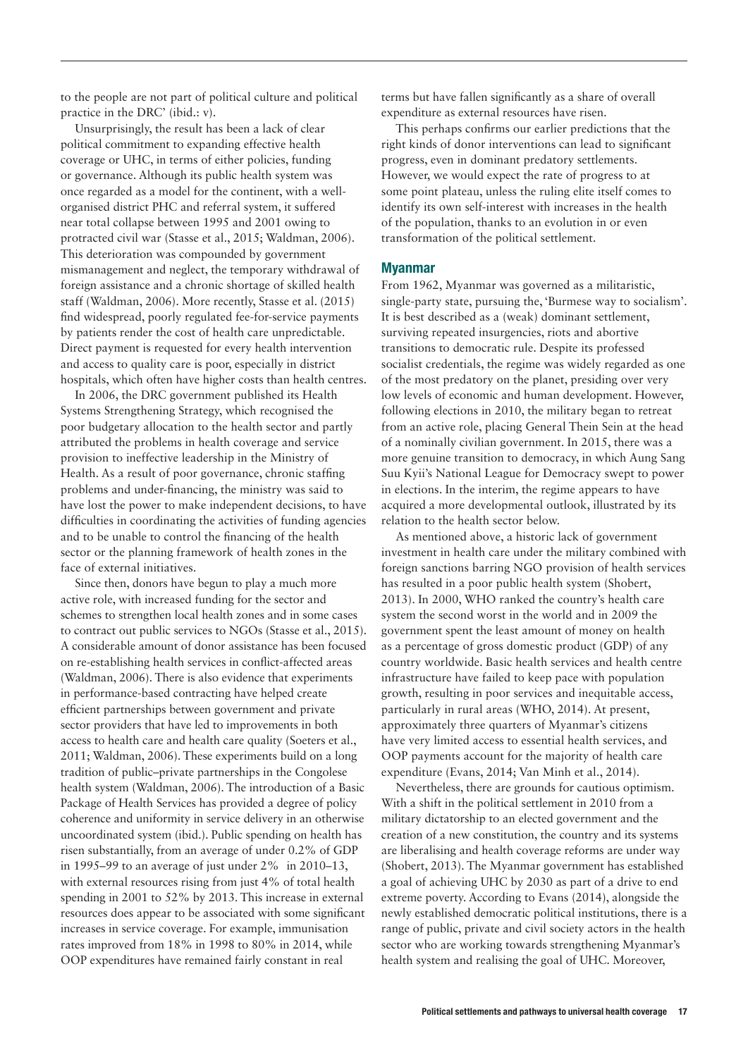to the people are not part of political culture and political practice in the DRC' (ibid.: v).

Unsurprisingly, the result has been a lack of clear political commitment to expanding effective health coverage or UHC, in terms of either policies, funding or governance. Although its public health system was once regarded as a model for the continent, with a well-organised district PHC and referral system, it suffered near total collapse between 1995 and 2001 owing to protracted civil war (Stasse et al., 2015; Waldman, 2006). This deterioration was compounded by government mismanagement and neglect, the temporary withdrawal of foreign assistance and a chronic shortage of skilled health staff (Waldman, 2006). More recently, Stasse et al. (2015) find widespread, poorly regulated fee-for-service payments by patients render the cost of health care unpredictable. Direct payment is requested for every health intervention and access to quality care is poor, especially in district hospitals, which often have higher costs than health centres.

In 2006, the DRC government published its Health Systems Strengthening Strategy, which recognised the poor budgetary allocation to the health sector and partly attributed the problems in health coverage and service provision to ineffective leadership in the Ministry of Health. As a result of poor governance, chronic staffing problems and under-financing, the ministry was said to have lost the power to make independent decisions, to have difficulties in coordinating the activities of funding agencies and to be unable to control the financing of the health sector or the planning framework of health zones in the face of external initiatives.

Since then, donors have begun to play a much more active role, with increased funding for the sector and schemes to strengthen local health zones and in some cases to contract out public services to NGOs (Stasse et al., 2015). A considerable amount of donor assistance has been focused on re-establishing health services in conflict-affected areas (Waldman, 2006). There is also evidence that experiments in performance-based contracting have helped create efficient partnerships between government and private sector providers that have led to improvements in both access to health care and health care quality (Soeters et al., 2011; Waldman, 2006). These experiments build on a long tradition of public–private partnerships in the Congolese health system (Waldman, 2006). The introduction of a Basic Package of Health Services has provided a degree of policy coherence and uniformity in service delivery in an otherwise uncoordinated system (ibid.). Public spending on health has risen substantially, from an average of under 0.2% of GDP in 1995–99 to an average of just under 2% in 2010–13, with external resources rising from just 4% of total health spending in 2001 to 52% by 2013. This increase in external resources does appear to be associated with some significant increases in service coverage. For example, immunisation rates improved from 18% in 1998 to 80% in 2014, while OOP expenditures have remained fairly constant in real terms but have fallen significantly as a share of overall expenditure as external resources have risen.

This perhaps confirms our earlier predictions that the right kinds of donor interventions can lead to significant progress, even in dominant predatory settlements. However, we would expect the rate of progress to at some point plateau, unless the ruling elite itself comes to identify its own self-interest with increases in the health of the population, thanks to an evolution in or even transformation of the political settlement.

## Myanmar

From 1962, Myanmar was governed as a militaristic, single-party state, pursuing the, 'Burmese way to socialism'. It is best described as a (weak) dominant settlement, surviving repeated insurgencies, riots and abortive transitions to democratic rule. Despite its professed socialist credentials, the regime was widely regarded as one of the most predatory on the planet, presiding over very low levels of economic and human development. However, following elections in 2010, the military began to retreat from an active role, placing General Thein Sein at the head of a nominally civilian government. In 2015, there was a more genuine transition to democracy, in which Aung Sang Suu Kyii's National League for Democracy swept to power in elections. In the interim, the regime appears to have acquired a more developmental outlook, illustrated by its relation to the health sector below.

As mentioned above, a historic lack of government investment in health care under the military combined with foreign sanctions barring NGO provision of health services has resulted in a poor public health system (Shobert, 2013). In 2000, WHO ranked the country's health care system the second worst in the world and in 2009 the government spent the least amount of money on health as a percentage of gross domestic product (GDP) of any country worldwide. Basic health services and health centre infrastructure have failed to keep pace with population growth, resulting in poor services and inequitable access, particularly in rural areas (WHO, 2014). At present, approximately three quarters of Myanmar's citizens have very limited access to essential health services, and OOP payments account for the majority of health care expenditure (Evans, 2014; Van Minh et al., 2014).

Nevertheless, there are grounds for cautious optimism. With a shift in the political settlement in 2010 from a military dictatorship to an elected government and the creation of a new constitution, the country and its systems are liberalising and health coverage reforms are under way (Shobert, 2013). The Myanmar government has established a goal of achieving UHC by 2030 as part of a drive to end extreme poverty. According to Evans (2014), alongside the newly established democratic political institutions, there is a range of public, private and civil society actors in the health sector who are working towards strengthening Myanmar's health system and realising the goal of UHC. Moreover,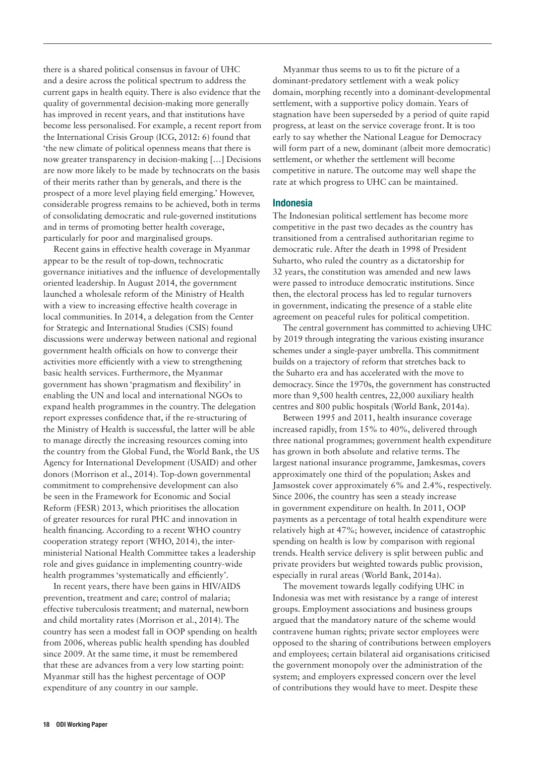there is a shared political consensus in favour of UHC and a desire across the political spectrum to address the current gaps in health equity. There is also evidence that the quality of governmental decision-making more generally has improved in recent years, and that institutions have become less personalised. For example, a recent report from the International Crisis Group (ICG, 2012: 6) found that 'the new climate of political openness means that there is now greater transparency in decision-making […] Decisions are now more likely to be made by technocrats on the basis of their merits rather than by generals, and there is the prospect of a more level playing field emerging.' However, considerable progress remains to be achieved, both in terms of consolidating democratic and rule-governed institutions and in terms of promoting better health coverage, particularly for poor and marginalised groups.

Recent gains in effective health coverage in Myanmar appear to be the result of top-down, technocratic governance initiatives and the influence of developmentally oriented leadership. In August 2014, the government launched a wholesale reform of the Ministry of Health with a view to increasing effective health coverage in local communities. In 2014, a delegation from the Center for Strategic and International Studies (CSIS) found discussions were underway between national and regional government health officials on how to converge their activities more efficiently with a view to strengthening basic health services. Furthermore, the Myanmar government has shown 'pragmatism and flexibility' in enabling the UN and local and international NGOs to expand health programmes in the country. The delegation report expresses confidence that, if the re-structuring of the Ministry of Health is successful, the latter will be able to manage directly the increasing resources coming into the country from the Global Fund, the World Bank, the US Agency for International Development (USAID) and other donors (Morrison et al., 2014). Top-down governmental commitment to comprehensive development can also be seen in the Framework for Economic and Social Reform (FESR) 2013, which prioritises the allocation of greater resources for rural PHC and innovation in health financing. According to a recent WHO country cooperation strategy report (WHO, 2014), the inter-ministerial National Health Committee takes a leadership role and gives guidance in implementing country-wide health programmes 'systematically and efficiently'.

In recent years, there have been gains in HIV/AIDS prevention, treatment and care; control of malaria; effective tuberculosis treatment; and maternal, newborn and child mortality rates (Morrison et al., 2014). The country has seen a modest fall in OOP spending on health from 2006, whereas public health spending has doubled since 2009. At the same time, it must be remembered that these are advances from a very low starting point: Myanmar still has the highest percentage of OOP expenditure of any country in our sample.

Myanmar thus seems to us to fit the picture of a dominant-predatory settlement with a weak policy domain, morphing recently into a dominant-developmental settlement, with a supportive policy domain. Years of stagnation have been superseded by a period of quite rapid progress, at least on the service coverage front. It is too early to say whether the National League for Democracy will form part of a new, dominant (albeit more democratic) settlement, or whether the settlement will become competitive in nature. The outcome may well shape the rate at which progress to UHC can be maintained.

### Indonesia

The Indonesian political settlement has become more competitive in the past two decades as the country has transitioned from a centralised authoritarian regime to democratic rule. After the death in 1998 of President Suharto, who ruled the country as a dictatorship for 32 years, the constitution was amended and new laws were passed to introduce democratic institutions. Since then, the electoral process has led to regular turnovers in government, indicating the presence of a stable elite agreement on peaceful rules for political competition.

The central government has committed to achieving UHC by 2019 through integrating the various existing insurance schemes under a single-payer umbrella. This commitment builds on a trajectory of reform that stretches back to the Suharto era and has accelerated with the move to democracy. Since the 1970s, the government has constructed more than 9,500 health centres, 22,000 auxiliary health centres and 800 public hospitals (World Bank, 2014a).

Between 1995 and 2011, health insurance coverage increased rapidly, from 15% to 40%, delivered through three national programmes; government health expenditure has grown in both absolute and relative terms. The largest national insurance programme, Jamkesmas, covers approximately one third of the population; Askes and Jamsostek cover approximately 6% and 2.4%, respectively. Since 2006, the country has seen a steady increase in government expenditure on health. In 2011, OOP payments as a percentage of total health expenditure were relatively high at 47%; however, incidence of catastrophic spending on health is low by comparison with regional trends. Health service delivery is split between public and private providers but weighted towards public provision, especially in rural areas (World Bank, 2014a).

The movement towards legally codifying UHC in Indonesia was met with resistance by a range of interest groups. Employment associations and business groups argued that the mandatory nature of the scheme would contravene human rights; private sector employees were opposed to the sharing of contributions between employers and employees; certain bilateral aid organisations criticised the government monopoly over the administration of the system; and employers expressed concern over the level of contributions they would have to meet. Despite these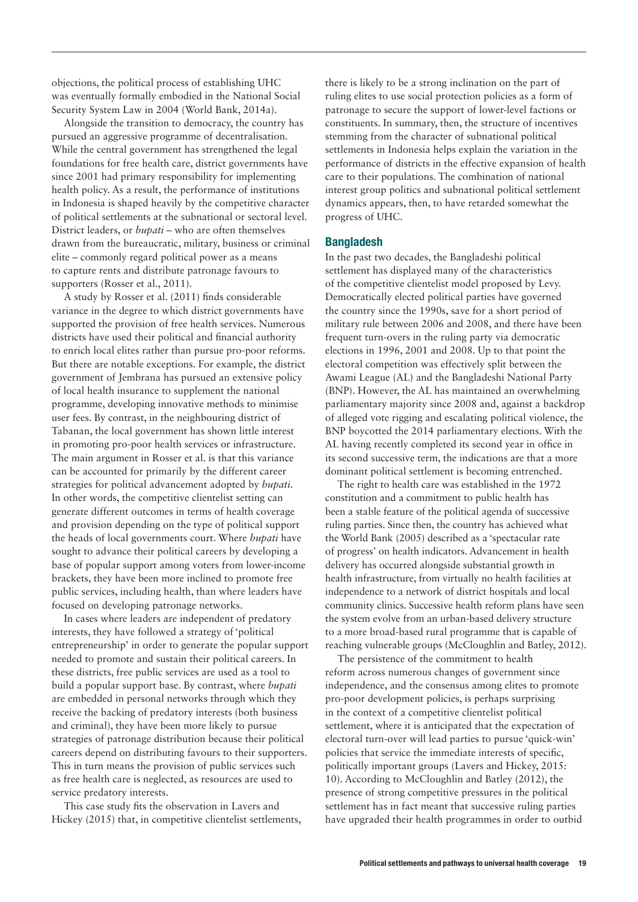objections, the political process of establishing UHC was eventually formally embodied in the National Social Security System Law in 2004 (World Bank, 2014a).

Alongside the transition to democracy, the country has pursued an aggressive programme of decentralisation. While the central government has strengthened the legal foundations for free health care, district governments have since 2001 had primary responsibility for implementing health policy. As a result, the performance of institutions in Indonesia is shaped heavily by the competitive character of political settlements at the subnational or sectoral level. District leaders, or *bupati* – who are often themselves drawn from the bureaucratic, military, business or criminal elite – commonly regard political power as a means to capture rents and distribute patronage favours to supporters (Rosser et al., 2011).

A study by Rosser et al. (2011) finds considerable variance in the degree to which district governments have supported the provision of free health services. Numerous districts have used their political and financial authority to enrich local elites rather than pursue pro-poor reforms. But there are notable exceptions. For example, the district government of Jembrana has pursued an extensive policy of local health insurance to supplement the national programme, developing innovative methods to minimise user fees. By contrast, in the neighbouring district of Tabanan, the local government has shown little interest in promoting pro-poor health services or infrastructure. The main argument in Rosser et al. is that this variance can be accounted for primarily by the different career strategies for political advancement adopted by *bupati*. In other words, the competitive clientelist setting can generate different outcomes in terms of health coverage and provision depending on the type of political support the heads of local governments court. Where *bupati* have sought to advance their political careers by developing a base of popular support among voters from lower-income brackets, they have been more inclined to promote free public services, including health, than where leaders have focused on developing patronage networks.

In cases where leaders are independent of predatory interests, they have followed a strategy of 'political entrepreneurship' in order to generate the popular support needed to promote and sustain their political careers. In these districts, free public services are used as a tool to build a popular support base. By contrast, where *bupati* are embedded in personal networks through which they receive the backing of predatory interests (both business and criminal), they have been more likely to pursue strategies of patronage distribution because their political careers depend on distributing favours to their supporters. This in turn means the provision of public services such as free health care is neglected, as resources are used to service predatory interests.

This case study fits the observation in Lavers and Hickey (2015) that, in competitive clientelist settlements, there is likely to be a strong inclination on the part of ruling elites to use social protection policies as a form of patronage to secure the support of lower-level factions or constituents. In summary, then, the structure of incentives stemming from the character of subnational political settlements in Indonesia helps explain the variation in the performance of districts in the effective expansion of health care to their populations. The combination of national interest group politics and subnational political settlement dynamics appears, then, to have retarded somewhat the progress of UHC.

### Bangladesh

In the past two decades, the Bangladeshi political settlement has displayed many of the characteristics of the competitive clientelist model proposed by Levy. Democratically elected political parties have governed the country since the 1990s, save for a short period of military rule between 2006 and 2008, and there have been frequent turn-overs in the ruling party via democratic elections in 1996, 2001 and 2008. Up to that point the electoral competition was effectively split between the Awami League (AL) and the Bangladeshi National Party (BNP). However, the AL has maintained an overwhelming parliamentary majority since 2008 and, against a backdrop of alleged vote rigging and escalating political violence, the BNP boycotted the 2014 parliamentary elections. With the AL having recently completed its second year in office in its second successive term, the indications are that a more dominant political settlement is becoming entrenched.

The right to health care was established in the 1972 constitution and a commitment to public health has been a stable feature of the political agenda of successive ruling parties. Since then, the country has achieved what the World Bank (2005) described as a 'spectacular rate of progress' on health indicators. Advancement in health delivery has occurred alongside substantial growth in health infrastructure, from virtually no health facilities at independence to a network of district hospitals and local community clinics. Successive health reform plans have seen the system evolve from an urban-based delivery structure to a more broad-based rural programme that is capable of reaching vulnerable groups (McCloughlin and Batley, 2012).

The persistence of the commitment to health reform across numerous changes of government since independence, and the consensus among elites to promote pro-poor development policies, is perhaps surprising in the context of a competitive clientelist political settlement, where it is anticipated that the expectation of electoral turn-over will lead parties to pursue 'quick-win' policies that service the immediate interests of specific, politically important groups (Lavers and Hickey, 2015: 10). According to McCloughlin and Batley (2012), the presence of strong competitive pressures in the political settlement has in fact meant that successive ruling parties have upgraded their health programmes in order to outbid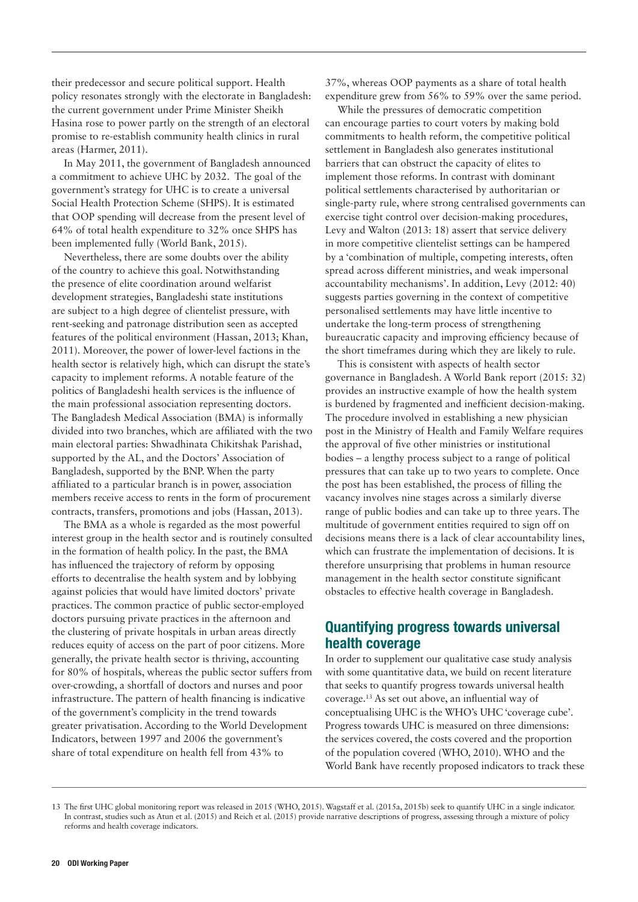their predecessor and secure political support. Health policy resonates strongly with the electorate in Bangladesh: the current government under Prime Minister Sheikh Hasina rose to power partly on the strength of an electoral promise to re-establish community health clinics in rural areas (Harmer, 2011).

In May 2011, the government of Bangladesh announced a commitment to achieve UHC by 2032. The goal of the government's strategy for UHC is to create a universal Social Health Protection Scheme (SHPS). It is estimated that OOP spending will decrease from the present level of 64% of total health expenditure to 32% once SHPS has been implemented fully (World Bank, 2015).

Nevertheless, there are some doubts over the ability of the country to achieve this goal. Notwithstanding the presence of elite coordination around welfarist development strategies, Bangladeshi state institutions are subject to a high degree of clientelist pressure, with rent-seeking and patronage distribution seen as accepted features of the political environment (Hassan, 2013; Khan, 2011). Moreover, the power of lower-level factions in the health sector is relatively high, which can disrupt the state's capacity to implement reforms. A notable feature of the politics of Bangladeshi health services is the influence of the main professional association representing doctors. The Bangladesh Medical Association (BMA) is informally divided into two branches, which are affiliated with the two main electoral parties: Shwadhinata Chikitshak Parishad, supported by the AL, and the Doctors' Association of Bangladesh, supported by the BNP. When the party affiliated to a particular branch is in power, association members receive access to rents in the form of procurement contracts, transfers, promotions and jobs (Hassan, 2013).

The BMA as a whole is regarded as the most powerful interest group in the health sector and is routinely consulted in the formation of health policy. In the past, the BMA has influenced the trajectory of reform by opposing efforts to decentralise the health system and by lobbying against policies that would have limited doctors' private practices. The common practice of public sector-employed doctors pursuing private practices in the afternoon and the clustering of private hospitals in urban areas directly reduces equity of access on the part of poor citizens. More generally, the private health sector is thriving, accounting for 80% of hospitals, whereas the public sector suffers from over-crowding, a shortfall of doctors and nurses and poor infrastructure. The pattern of health financing is indicative of the government's complicity in the trend towards greater privatisation. According to the World Development Indicators, between 1997 and 2006 the government's share of total expenditure on health fell from 43% to 37%, whereas OOP payments as a share of total health expenditure grew from 56% to 59% over the same period.

While the pressures of democratic competition can encourage parties to court voters by making bold commitments to health reform, the competitive political settlement in Bangladesh also generates institutional barriers that can obstruct the capacity of elites to implement those reforms. In contrast with dominant political settlements characterised by authoritarian or single-party rule, where strong centralised governments can exercise tight control over decision-making procedures, Levy and Walton (2013: 18) assert that service delivery in more competitive clientelist settings can be hampered by a 'combination of multiple, competing interests, often spread across different ministries, and weak impersonal accountability mechanisms'. In addition, Levy (2012: 40) suggests parties governing in the context of competitive personalised settlements may have little incentive to undertake the long-term process of strengthening bureaucratic capacity and improving efficiency because of the short timeframes during which they are likely to rule.

This is consistent with aspects of health sector governance in Bangladesh. A World Bank report (2015: 32) provides an instructive example of how the health system is burdened by fragmented and inefficient decision-making. The procedure involved in establishing a new physician post in the Ministry of Health and Family Welfare requires the approval of five other ministries or institutional bodies – a lengthy process subject to a range of political pressures that can take up to two years to complete. Once the post has been established, the process of filling the vacancy involves nine stages across a similarly diverse range of public bodies and can take up to three years. The multitude of government entities required to sign off on decisions means there is a lack of clear accountability lines, which can frustrate the implementation of decisions. It is therefore unsurprising that problems in human resource management in the health sector constitute significant obstacles to effective health coverage in Bangladesh.

## Quantifying progress towards universal health coverage

In order to supplement our qualitative case study analysis with some quantitative data, we build on recent literature that seeks to quantify progress towards universal health coverage.[13] As set out above, an influential way of conceptualising UHC is the WHO's UHC 'coverage cube'. Progress towards UHC is measured on three dimensions: the services covered, the costs covered and the proportion of the population covered (WHO, 2010). WHO and the World Bank have recently proposed indicators to track these

13 The first UHC global monitoring report was released in 2015 (WHO, 2015). Wagstaff et al. (2015a, 2015b) seek to quantify UHC in a single indicator. In contrast, studies such as Atun et al. (2015) and Reich et al. (2015) provide narrative descriptions of progress, assessing through a mixture of policy reforms and health coverage indicators.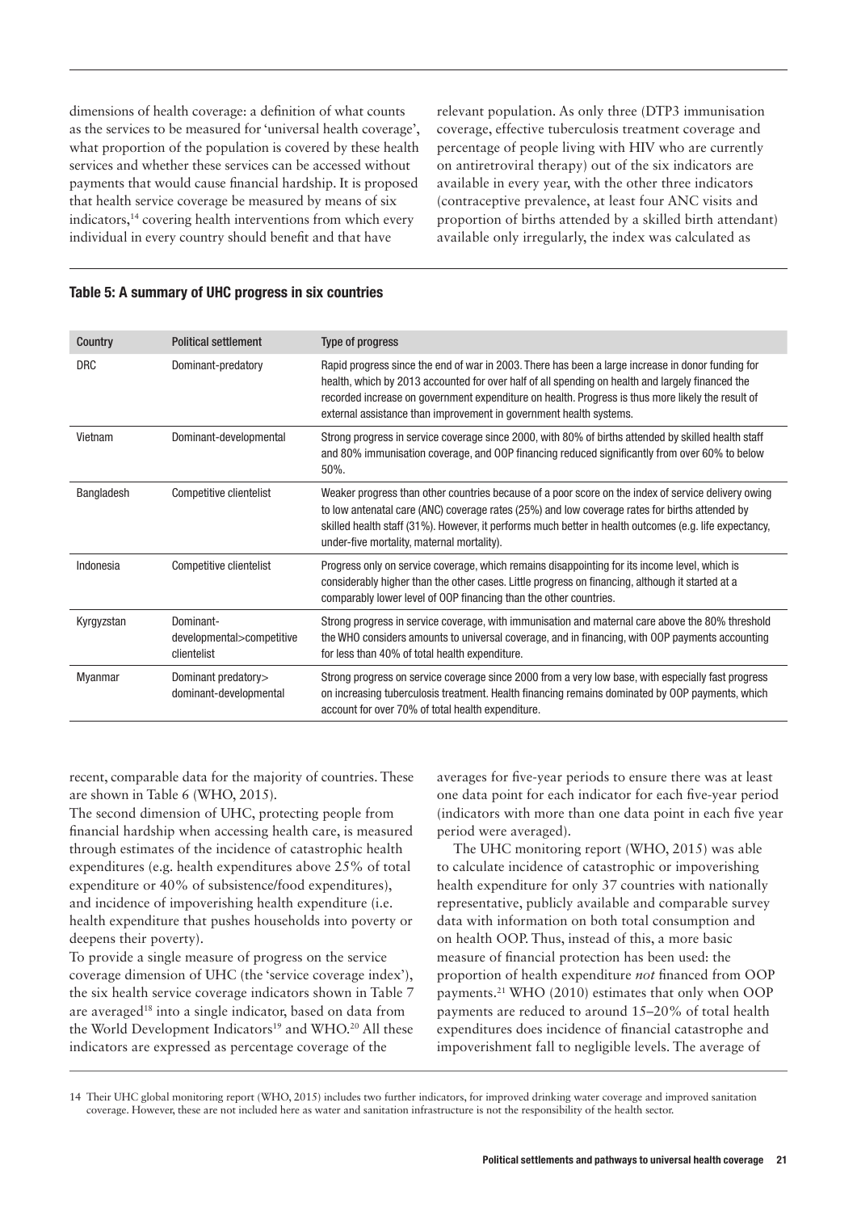dimensions of health coverage: a definition of what counts as the services to be measured for 'universal health coverage', what proportion of the population is covered by these health services and whether these services can be accessed without payments that would cause financial hardship. It is proposed that health service coverage be measured by means of six indicators,[14] covering health interventions from which every individual in every country should benefit and that have recent, comparable data for the majority of countries. These are shown in Table 6 (WHO, 2015).

**Table 5: A summary of UHC progress in six countries**

| Country | Political settlement | Type of progress |
|---|---|---|
| DRC | Dominant-predatory | Rapid progress since the end of war in 2003. There has been a large increase in donor funding for health, which by 2013 accounted for over half of all spending on health and largely financed the recorded increase on government expenditure on health. Progress is thus more likely the result of external assistance than improvement in government health systems. |
| Vietnam | Dominant-developmental | Strong progress in service coverage since 2000, with 80% of births attended by skilled health staff and 80% immunisation coverage, and OOP financing reduced significantly from over 60% to below 50%. |
| Bangladesh | Competitive clientelist | Weaker progress than other countries because of a poor score on the index of service delivery owing to low antenatal care (ANC) coverage rates (25%) and low coverage rates for births attended by skilled health staff (31%). However, it performs much better in health outcomes (e.g. life expectancy, under-five mortality, maternal mortality). |
| Indonesia | Competitive clientelist | Progress only on service coverage, which remains disappointing for its income level, which is considerably higher than the other cases. Little progress on financing, although it started at a comparably lower level of OOP financing than the other countries. |
| Kyrgyzstan | Dominant-developmental>competitive clientelist | Strong progress in service coverage, with immunisation and maternal care above the 80% threshold the WHO considers amounts to universal coverage, and in financing, with OOP payments accounting for less than 40% of total health expenditure. |
| Myanmar | Dominant predatory> dominant-developmental | Strong progress on service coverage since 2000 from a very low base, with especially fast progress on increasing tuberculosis treatment. Health financing remains dominated by OOP payments, which account for over 70% of total health expenditure. |

The second dimension of UHC, protecting people from financial hardship when accessing health care, is measured through estimates of the incidence of catastrophic health expenditures (e.g. health expenditures above 25% of total expenditure or 40% of subsistence/food expenditures), and incidence of impoverishing health expenditure (i.e. health expenditure that pushes households into poverty or deepens their poverty).

To provide a single measure of progress on the service coverage dimension of UHC (the 'service coverage index'), the six health service coverage indicators shown in Table 7 are averaged[18] into a single indicator, based on data from the World Development Indicators[19] and WHO.[20] All these indicators are expressed as percentage coverage of the relevant population. As only three (DTP3 immunisation coverage, effective tuberculosis treatment coverage and percentage of people living with HIV who are currently on antiretroviral therapy) out of the six indicators are available in every year, with the other three indicators (contraceptive prevalence, at least four ANC visits and proportion of births attended by a skilled birth attendant) available only irregularly, the index was calculated as averages for five-year periods to ensure there was at least one data point for each indicator for each five-year period (indicators with more than one data point in each five year period were averaged).

The UHC monitoring report (WHO, 2015) was able to calculate incidence of catastrophic or impoverishing health expenditure for only 37 countries with nationally representative, publicly available and comparable survey data with information on both total consumption and on health OOP. Thus, instead of this, a more basic measure of financial protection has been used: the proportion of health expenditure *not* financed from OOP payments.[21] WHO (2010) estimates that only when OOP payments are reduced to around 15–20% of total health expenditures does incidence of financial catastrophe and impoverishment fall to negligible levels. The average of

14 Their UHC global monitoring report (WHO, 2015) includes two further indicators, for improved drinking water coverage and improved sanitation coverage. However, these are not included here as water and sanitation infrastructure is not the responsibility of the health sector.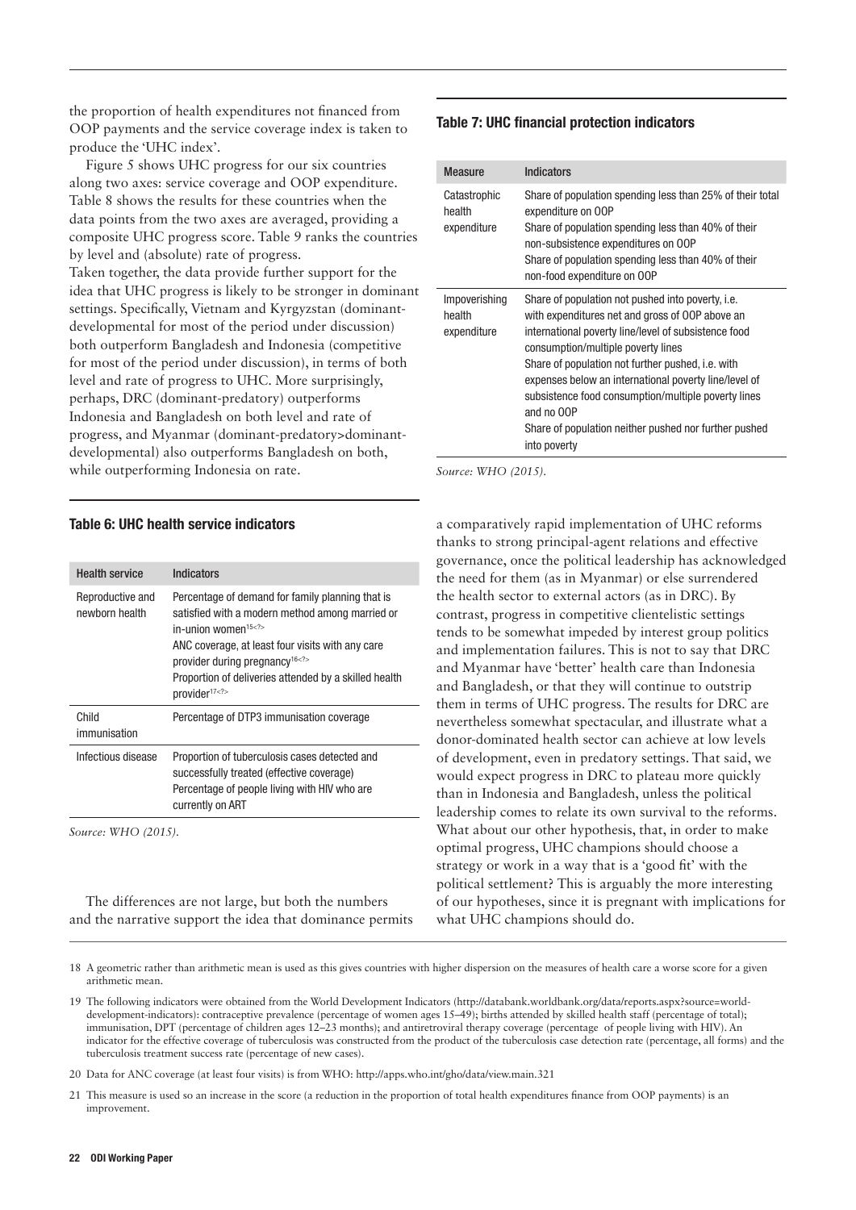the proportion of health expenditures not financed from OOP payments and the service coverage index is taken to produce the 'UHC index'.

Figure 5 shows UHC progress for our six countries along two axes: service coverage and OOP expenditure. Table 8 shows the results for these countries when the data points from the two axes are averaged, providing a composite UHC progress score. Table 9 ranks the countries by level and (absolute) rate of progress.

Taken together, the data provide further support for the idea that UHC progress is likely to be stronger in dominant settings. Specifically, Vietnam and Kyrgyzstan (dominant-developmental for most of the period under discussion) both outperform Bangladesh and Indonesia (competitive for most of the period under discussion), in terms of both level and rate of progress to UHC. More surprisingly, perhaps, DRC (dominant-predatory) outperforms Indonesia and Bangladesh on both level and rate of progress, and Myanmar (dominant-predatory>dominant-developmental) also outperforms Bangladesh on both, while outperforming Indonesia on rate.

#### Table 6: UHC health service indicators

| Health service | Indicators |
|---|---|
| Reproductive and newborn health | Percentage of demand for family planning that is satisfied with a modern method among married or in-union women[15<?>] ANC coverage, at least four visits with any care provider during pregnancy[16<?>] Proportion of deliveries attended by a skilled health provider[17<?>] |
| Child immunisation | Percentage of DTP3 immunisation coverage |
| Infectious disease | Proportion of tuberculosis cases detected and successfully treated (effective coverage) Percentage of people living with HIV who are currently on ART |

*Source: WHO (2015).*

The differences are not large, but both the numbers and the narrative support the idea that dominance permits a comparatively rapid implementation of UHC reforms thanks to strong principal-agent relations and effective governance, once the political leadership has acknowledged the need for them (as in Myanmar) or else surrendered the health sector to external actors (as in DRC). By contrast, progress in competitive clientelistic settings tends to be somewhat impeded by interest group politics and implementation failures. This is not to say that DRC and Myanmar have 'better' health care than Indonesia and Bangladesh, or that they will continue to outstrip them in terms of UHC progress. The results for DRC are nevertheless somewhat spectacular, and illustrate what a donor-dominated health sector can achieve at low levels of development, even in predatory settings. That said, we would expect progress in DRC to plateau more quickly than in Indonesia and Bangladesh, unless the political leadership comes to relate its own survival to the reforms.

What about our other hypothesis, that, in order to make optimal progress, UHC champions should choose a strategy or work in a way that is a 'good fit' with the political settlement? This is arguably the more interesting of our hypotheses, since it is pregnant with implications for what UHC champions should do.

#### Table 7: UHC financial protection indicators

| Measure | Indicators |
|---|---|
| Catastrophic health expenditure | Share of population spending less than 25% of their total expenditure on OOP Share of population spending less than 40% of their non-subsistence expenditures on OOP Share of population spending less than 40% of their non-food expenditure on OOP |
| Impoverishing health expenditure | Share of population not pushed into poverty, i.e. with expenditures net and gross of OOP above an international poverty line/level of subsistence food consumption/multiple poverty lines Share of population not further pushed, i.e. with expenses below an international poverty line/level of subsistence food consumption/multiple poverty lines and no OOP Share of population neither pushed nor further pushed into poverty |

*Source: WHO (2015).*

18 A geometric rather than arithmetic mean is used as this gives countries with higher dispersion on the measures of health care a worse score for a given arithmetic mean.

19 The following indicators were obtained from the World Development Indicators (http://databank.worldbank.org/data/reports.aspx?source=world-development-indicators): contraceptive prevalence (percentage of women ages 15–49); births attended by skilled health staff (percentage of total); immunisation, DPT (percentage of children ages 12–23 months); and antiretroviral therapy coverage (percentage of people living with HIV). An indicator for the effective coverage of tuberculosis was constructed from the product of the tuberculosis case detection rate (percentage, all forms) and the tuberculosis treatment success rate (percentage of new cases).

20 Data for ANC coverage (at least four visits) is from WHO: http://apps.who.int/gho/data/view.main.321

21 This measure is used so an increase in the score (a reduction in the proportion of total health expenditures finance from OOP payments) is an improvement.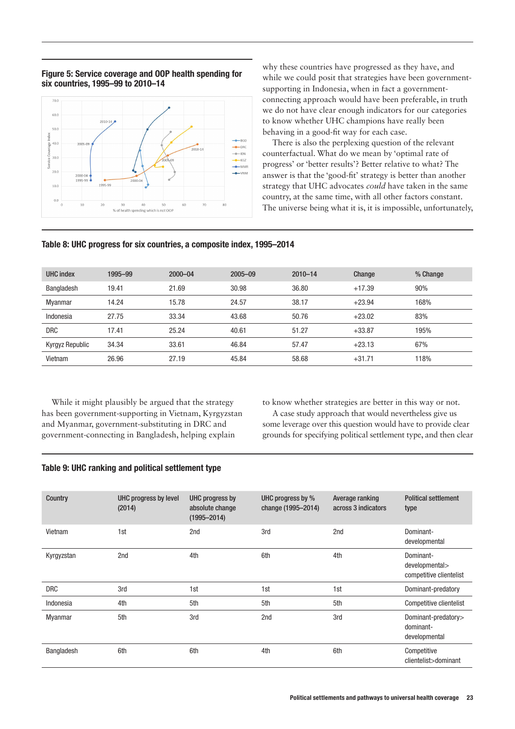**Figure 5: Service coverage and OOP health spending for six countries, 1995–99 to 2010–14**

why these countries have progressed as they have, and while we could posit that strategies have been government-supporting in Indonesia, when in fact a government-connecting approach would have been preferable, in truth we do not have clear enough indicators for our categories to know whether UHC champions have really been behaving in a good-fit way for each case.

There is also the perplexing question of the relevant counterfactual. What do we mean by 'optimal rate of progress' or 'better results'? Better relative to what? The answer is that the 'good-fit' strategy is better than another strategy that UHC advocates *could* have taken in the same country, at the same time, with all other factors constant. The universe being what it is, it is impossible, unfortunately,

**Table 8: UHC progress for six countries, a composite index, 1995–2014**

| UHC index | 1995–99 | 2000–04 | 2005–09 | 2010–14 | Change | % Change |
|---|---|---|---|---|---|---|
| Bangladesh | 19.41 | 21.69 | 30.98 | 36.80 | +17.39 | 90% |
| Myanmar | 14.24 | 15.78 | 24.57 | 38.17 | +23.94 | 168% |
| Indonesia | 27.75 | 33.34 | 43.68 | 50.76 | +23.02 | 83% |
| DRC | 17.41 | 25.24 | 40.61 | 51.27 | +33.87 | 195% |
| Kyrgyz Republic | 34.34 | 33.61 | 46.84 | 57.47 | +23.13 | 67% |
| Vietnam | 26.96 | 27.19 | 45.84 | 58.68 | +31.71 | 118% |

While it might plausibly be argued that the strategy has been government-supporting in Vietnam, Kyrgyzstan and Myanmar, government-substituting in DRC and government-connecting in Bangladesh, helping explain to know whether strategies are better in this way or not.

A case study approach that would nevertheless give us some leverage over this question would have to provide clear grounds for specifying political settlement type, and then clear

**Table 9: UHC ranking and political settlement type**

| Country | UHC progress by level (2014) | UHC progress by absolute change (1995–2014) | UHC progress by % change (1995–2014) | Average ranking across 3 indicators | Political settlement type |
|---|---|---|---|---|---|
| Vietnam | 1st | 2nd | 3rd | 2nd | Dominant-developmental |
| Kyrgyzstan | 2nd | 4th | 6th | 4th | Dominant-developmental> competitive clientelist |
| DRC | 3rd | 1st | 1st | 1st | Dominant-predatory |
| Indonesia | 4th | 5th | 5th | 5th | Competitive clientelist |
| Myanmar | 5th | 3rd | 2nd | 3rd | Dominant-predatory> dominant-developmental |
| Bangladesh | 6th | 6th | 4th | 6th | Competitive clientelist>dominant |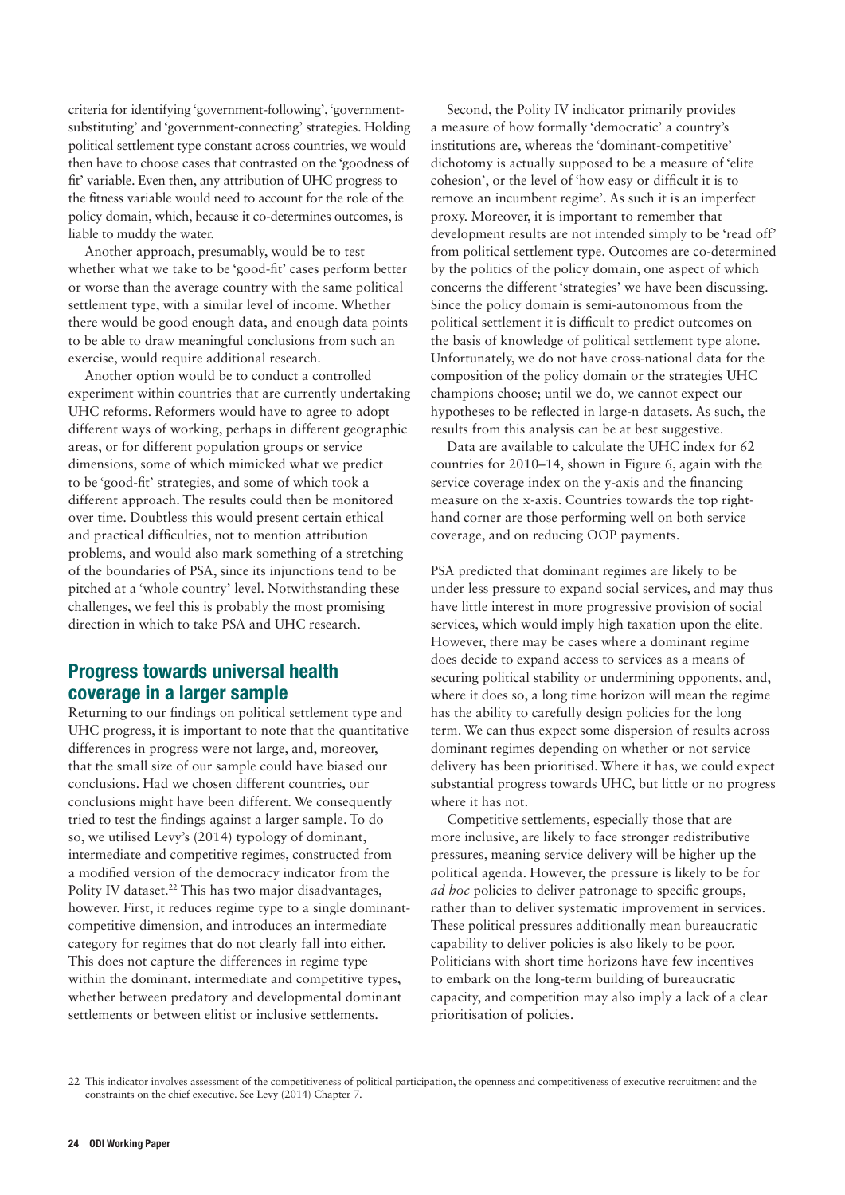criteria for identifying 'government-following', 'government-substituting' and 'government-connecting' strategies. Holding political settlement type constant across countries, we would then have to choose cases that contrasted on the 'goodness of fit' variable. Even then, any attribution of UHC progress to the fitness variable would need to account for the role of the policy domain, which, because it co-determines outcomes, is liable to muddy the water.

Another approach, presumably, would be to test whether what we take to be 'good-fit' cases perform better or worse than the average country with the same political settlement type, with a similar level of income. Whether there would be good enough data, and enough data points to be able to draw meaningful conclusions from such an exercise, would require additional research.

Another option would be to conduct a controlled experiment within countries that are currently undertaking UHC reforms. Reformers would have to agree to adopt different ways of working, perhaps in different geographic areas, or for different population groups or service dimensions, some of which mimicked what we predict to be 'good-fit' strategies, and some of which took a different approach. The results could then be monitored over time. Doubtless this would present certain ethical and practical difficulties, not to mention attribution problems, and would also mark something of a stretching of the boundaries of PSA, since its injunctions tend to be pitched at a 'whole country' level. Notwithstanding these challenges, we feel this is probably the most promising direction in which to take PSA and UHC research.

## Progress towards universal health coverage in a larger sample

Returning to our findings on political settlement type and UHC progress, it is important to note that the quantitative differences in progress were not large, and, moreover, that the small size of our sample could have biased our conclusions. Had we chosen different countries, our conclusions might have been different. We consequently tried to test the findings against a larger sample. To do so, we utilised Levy's (2014) typology of dominant, intermediate and competitive regimes, constructed from a modified version of the democracy indicator from the Polity IV dataset.[22] This has two major disadvantages, however. First, it reduces regime type to a single dominant-competitive dimension, and introduces an intermediate category for regimes that do not clearly fall into either. This does not capture the differences in regime type within the dominant, intermediate and competitive types, whether between predatory and developmental dominant settlements or between elitist or inclusive settlements.

Second, the Polity IV indicator primarily provides a measure of how formally 'democratic' a country's institutions are, whereas the 'dominant-competitive' dichotomy is actually supposed to be a measure of 'elite cohesion', or the level of 'how easy or difficult it is to remove an incumbent regime'. As such it is an imperfect proxy. Moreover, it is important to remember that development results are not intended simply to be 'read off' from political settlement type. Outcomes are co-determined by the politics of the policy domain, one aspect of which concerns the different 'strategies' we have been discussing. Since the policy domain is semi-autonomous from the political settlement it is difficult to predict outcomes on the basis of knowledge of political settlement type alone. Unfortunately, we do not have cross-national data for the composition of the policy domain or the strategies UHC champions choose; until we do, we cannot expect our hypotheses to be reflected in large-n datasets. As such, the results from this analysis can be at best suggestive.

Data are available to calculate the UHC index for 62 countries for 2010–14, shown in Figure 6, again with the service coverage index on the y-axis and the financing measure on the x-axis. Countries towards the top right-hand corner are those performing well on both service coverage, and on reducing OOP payments.

PSA predicted that dominant regimes are likely to be under less pressure to expand social services, and may thus have little interest in more progressive provision of social services, which would imply high taxation upon the elite. However, there may be cases where a dominant regime does decide to expand access to services as a means of securing political stability or undermining opponents, and, where it does so, a long time horizon will mean the regime has the ability to carefully design policies for the long term. We can thus expect some dispersion of results across dominant regimes depending on whether or not service delivery has been prioritised. Where it has, we could expect substantial progress towards UHC, but little or no progress where it has not.

Competitive settlements, especially those that are more inclusive, are likely to face stronger redistributive pressures, meaning service delivery will be higher up the political agenda. However, the pressure is likely to be for *ad hoc* policies to deliver patronage to specific groups, rather than to deliver systematic improvement in services. These political pressures additionally mean bureaucratic capability to deliver policies is also likely to be poor. Politicians with short time horizons have few incentives to embark on the long-term building of bureaucratic capacity, and competition may also imply a lack of a clear prioritisation of policies.

[22] This indicator involves assessment of the competitiveness of political participation, the openness and competitiveness of executive recruitment and the constraints on the chief executive. See Levy (2014) Chapter 7.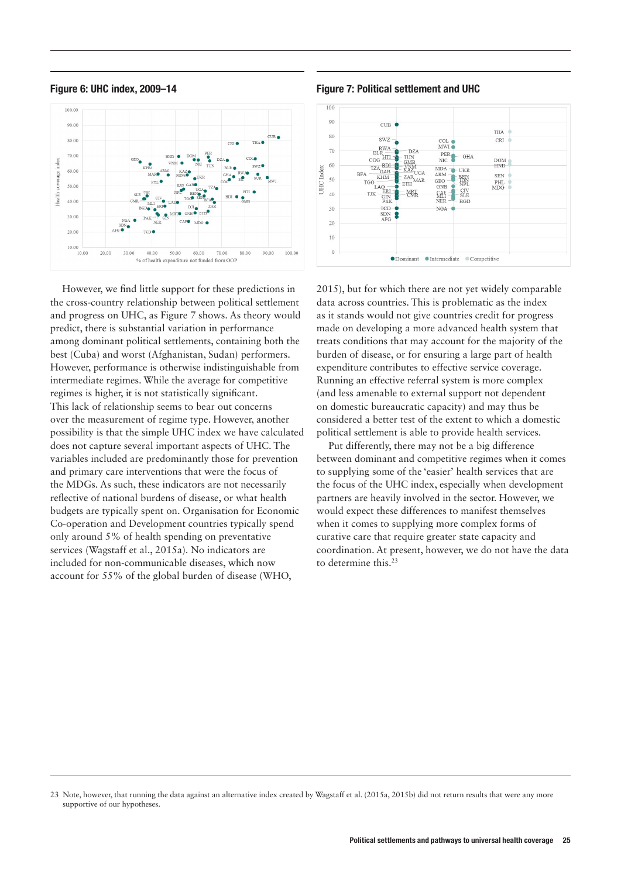**Figure 6: UHC index, 2009–14**

**Figure 7: Political settlement and UHC**

However, we find little support for these predictions in the cross-country relationship between political settlement and progress on UHC, as Figure 7 shows. As theory would predict, there is substantial variation in performance among dominant political settlements, containing both the best (Cuba) and worst (Afghanistan, Sudan) performers. However, performance is otherwise indistinguishable from intermediate regimes. While the average for competitive regimes is higher, it is not statistically significant. This lack of relationship seems to bear out concerns over the measurement of regime type. However, another possibility is that the simple UHC index we have calculated does not capture several important aspects of UHC. The variables included are predominantly those for prevention and primary care interventions that were the focus of the MDGs. As such, these indicators are not necessarily reflective of national burdens of disease, or what health budgets are typically spent on. Organisation for Economic Co-operation and Development countries typically spend only around 5% of health spending on preventative services (Wagstaff et al., 2015a). No indicators are included for non-communicable diseases, which now account for 55% of the global burden of disease (WHO, 2015), but for which there are not yet widely comparable data across countries. This is problematic as the index as it stands would not give countries credit for progress made on developing a more advanced health system that treats conditions that may account for the majority of the burden of disease, or for ensuring a large part of health expenditure contributes to effective service coverage. Running an effective referral system is more complex (and less amenable to external support not dependent on domestic bureaucratic capacity) and may thus be considered a better test of the extent to which a domestic political settlement is able to provide health services.

Put differently, there may not be a big difference between dominant and competitive regimes when it comes to supplying some of the 'easier' health services that are the focus of the UHC index, especially when development partners are heavily involved in the sector. However, we would expect these differences to manifest themselves when it comes to supplying more complex forms of curative care that require greater state capacity and coordination. At present, however, we do not have the data to determine this.[23]

23 Note, however, that running the data against an alternative index created by Wagstaff et al. (2015a, 2015b) did not return results that were any more supportive of our hypotheses.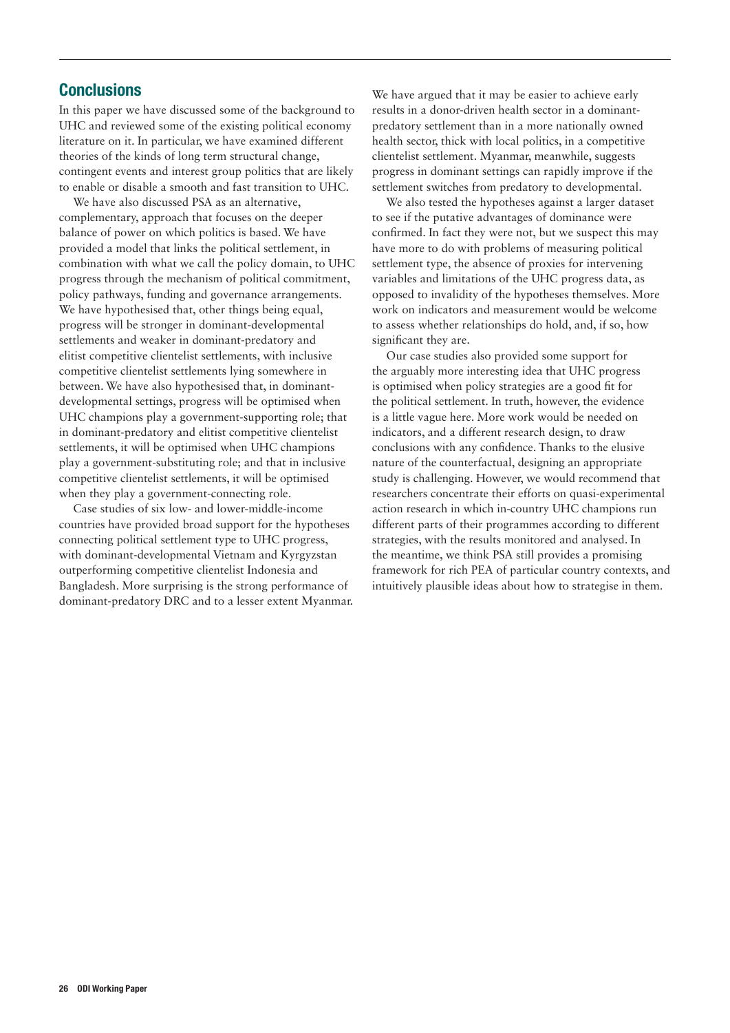## Conclusions

In this paper we have discussed some of the background to UHC and reviewed some of the existing political economy literature on it. In particular, we have examined different theories of the kinds of long term structural change, contingent events and interest group politics that are likely to enable or disable a smooth and fast transition to UHC.

We have also discussed PSA as an alternative, complementary, approach that focuses on the deeper balance of power on which politics is based. We have provided a model that links the political settlement, in combination with what we call the policy domain, to UHC progress through the mechanism of political commitment, policy pathways, funding and governance arrangements. We have hypothesised that, other things being equal, progress will be stronger in dominant-developmental settlements and weaker in dominant-predatory and elitist competitive clientelist settlements, with inclusive competitive clientelist settlements lying somewhere in between. We have also hypothesised that, in dominant-developmental settings, progress will be optimised when UHC champions play a government-supporting role; that in dominant-predatory and elitist competitive clientelist settlements, it will be optimised when UHC champions play a government-substituting role; and that in inclusive competitive clientelist settlements, it will be optimised when they play a government-connecting role.

Case studies of six low- and lower-middle-income countries have provided broad support for the hypotheses connecting political settlement type to UHC progress, with dominant-developmental Vietnam and Kyrgyzstan outperforming competitive clientelist Indonesia and Bangladesh. More surprising is the strong performance of dominant-predatory DRC and to a lesser extent Myanmar. We have argued that it may be easier to achieve early results in a donor-driven health sector in a dominant-predatory settlement than in a more nationally owned health sector, thick with local politics, in a competitive clientelist settlement. Myanmar, meanwhile, suggests progress in dominant settings can rapidly improve if the settlement switches from predatory to developmental.

We also tested the hypotheses against a larger dataset to see if the putative advantages of dominance were confirmed. In fact they were not, but we suspect this may have more to do with problems of measuring political settlement type, the absence of proxies for intervening variables and limitations of the UHC progress data, as opposed to invalidity of the hypotheses themselves. More work on indicators and measurement would be welcome to assess whether relationships do hold, and, if so, how significant they are.

Our case studies also provided some support for the arguably more interesting idea that UHC progress is optimised when policy strategies are a good fit for the political settlement. In truth, however, the evidence is a little vague here. More work would be needed on indicators, and a different research design, to draw conclusions with any confidence. Thanks to the elusive nature of the counterfactual, designing an appropriate study is challenging. However, we would recommend that researchers concentrate their efforts on quasi-experimental action research in which in-country UHC champions run different parts of their programmes according to different strategies, with the results monitored and analysed. In the meantime, we think PSA still provides a promising framework for rich PEA of particular country contexts, and intuitively plausible ideas about how to strategise in them.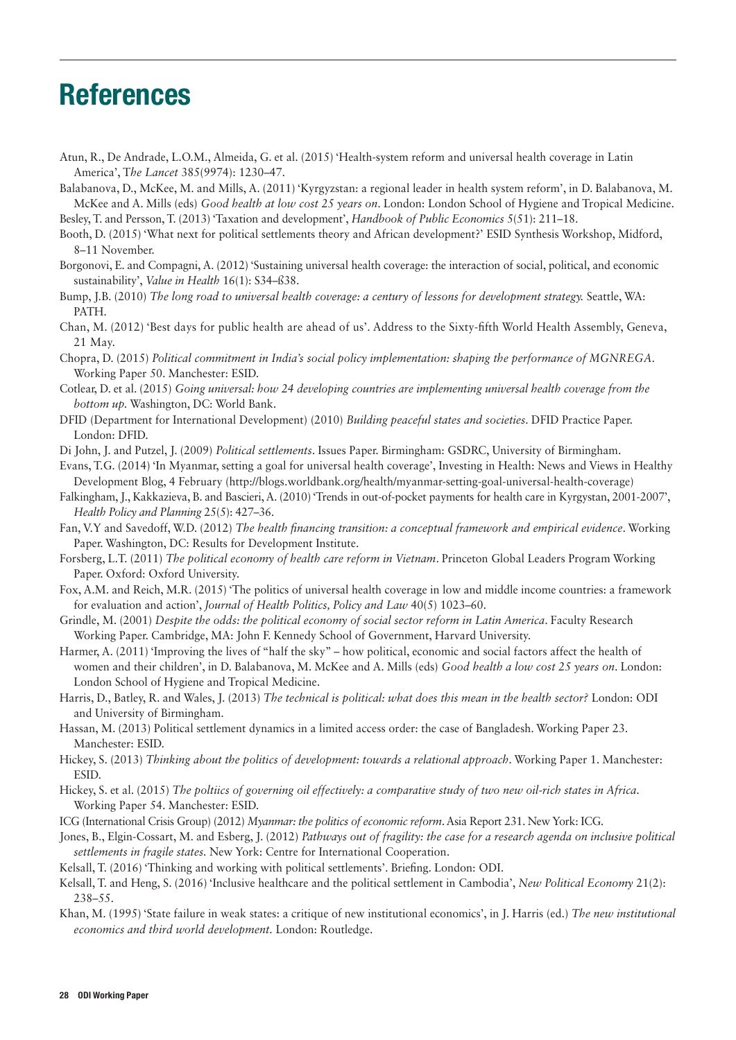# References

Atun, R., De Andrade, L.O.M., Almeida, G. et al. (2015) 'Health-system reform and universal health coverage in Latin America', T*he Lancet* 385(9974): 1230–47.

Balabanova, D., McKee, M. and Mills, A. (2011) 'Kyrgyzstan: a regional leader in health system reform', in D. Balabanova, M. McKee and A. Mills (eds) *Good health at low cost 25 years on*. London: London School of Hygiene and Tropical Medicine.

Besley, T. and Persson, T. (2013) 'Taxation and development', *Handbook of Public Economics* 5(51): 211–18.

Booth, D. (2015) 'What next for political settlements theory and African development?' ESID Synthesis Workshop, Midford, 8–11 November.

Borgonovi, E. and Compagni, A. (2012) 'Sustaining universal health coverage: the interaction of social, political, and economic sustainability', *Value in Health* 16(1): S34–ß38.

Bump, J.B. (2010) *The long road to universal health coverage: a century of lessons for development strategy.* Seattle, WA: PATH.

Chan, M. (2012) 'Best days for public health are ahead of us'. Address to the Sixty-fifth World Health Assembly, Geneva, 21 May.

Chopra, D. (2015) *Political commitment in India's social policy implementation: shaping the performance of MGNREGA*. Working Paper 50. Manchester: ESID.

Cotlear, D. et al. (2015) *Going universal: how 24 developing countries are implementing universal health coverage from the bottom up.* Washington, DC: World Bank.

DFID (Department for International Development) (2010) *Building peaceful states and societies*. DFID Practice Paper. London: DFID.

Di John, J. and Putzel, J. (2009) *Political settlements*. Issues Paper. Birmingham: GSDRC, University of Birmingham.

Evans, T.G. (2014) 'In Myanmar, setting a goal for universal health coverage', Investing in Health: News and Views in Healthy Development Blog, 4 February (http://blogs.worldbank.org/health/myanmar-setting-goal-universal-health-coverage)

Falkingham, J., Kakkazieva, B. and Bascieri, A. (2010) 'Trends in out-of-pocket payments for health care in Kyrgystan, 2001-2007', *Health Policy and Planning* 25(5): 427–36.

Fan, V.Y and Savedoff, W.D. (2012) *The health financing transition: a conceptual framework and empirical evidence*. Working Paper. Washington, DC: Results for Development Institute.

Forsberg, L.T. (2011) *The political economy of health care reform in Vietnam*. Princeton Global Leaders Program Working Paper. Oxford: Oxford University.

Fox, A.M. and Reich, M.R. (2015) 'The politics of universal health coverage in low and middle income countries: a framework for evaluation and action', *Journal of Health Politics, Policy and Law* 40(5) 1023–60.

Grindle, M. (2001) *Despite the odds: the political economy of social sector reform in Latin America*. Faculty Research Working Paper. Cambridge, MA: John F. Kennedy School of Government, Harvard University.

Harmer, A. (2011) 'Improving the lives of "half the sky" – how political, economic and social factors affect the health of women and their children', in D. Balabanova, M. McKee and A. Mills (eds) *Good health a low cost 25 years on*. London: London School of Hygiene and Tropical Medicine.

Harris, D., Batley, R. and Wales, J. (2013) *The technical is political: what does this mean in the health sector?* London: ODI and University of Birmingham.

Hassan, M. (2013) Political settlement dynamics in a limited access order: the case of Bangladesh. Working Paper 23. Manchester: ESID.

Hickey, S. (2013) *Thinking about the politics of development: towards a relational approach*. Working Paper 1. Manchester: ESID.

Hickey, S. et al. (2015) *The poltiics of governing oil effectively: a comparative study of two new oil-rich states in Africa*. Working Paper 54. Manchester: ESID.

ICG (International Crisis Group) (2012) *Myanmar: the politics of economic reform*. Asia Report 231. New York: ICG.

Jones, B., Elgin-Cossart, M. and Esberg, J. (2012) *Pathways out of fragility: the case for a research agenda on inclusive political settlements in fragile states*. New York: Centre for International Cooperation.

Kelsall, T. (2016) 'Thinking and working with political settlements'. Briefing. London: ODI.

Kelsall, T. and Heng, S. (2016) 'Inclusive healthcare and the political settlement in Cambodia', *New Political Economy* 21(2): 238–55.

Khan, M. (1995) 'State failure in weak states: a critique of new institutional economics', in J. Harris (ed.) *The new institutional economics and third world development*. London: Routledge.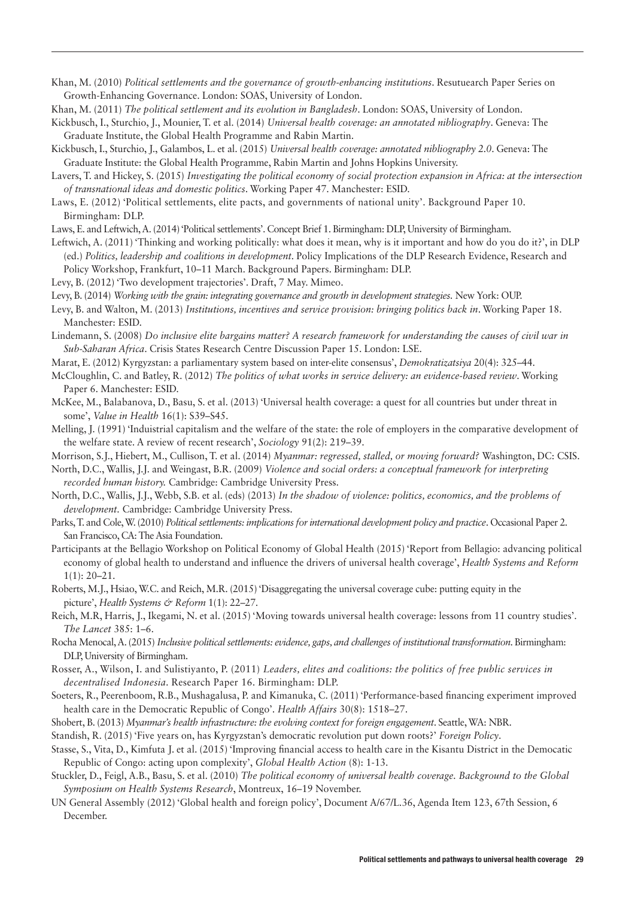Khan, M. (2010) *Political settlements and the governance of growth-enhancing institutions*. Resutuearch Paper Series on Growth-Enhancing Governance. London: SOAS, University of London.

Khan, M. (2011) *The political settlement and its evolution in Bangladesh*. London: SOAS, University of London.

Kickbusch, I., Sturchio, J., Mounier, T. et al. (2014) *Universal health coverage: an annotated nibliography*. Geneva: The Graduate Institute, the Global Health Programme and Rabin Martin.

Kickbusch, I., Sturchio, J., Galambos, L. et al. (2015) *Universal health coverage: annotated nibliography 2.0*. Geneva: The Graduate Institute: the Global Health Programme, Rabin Martin and Johns Hopkins University.

Lavers, T. and Hickey, S. (2015) *Investigating the political economy of social protection expansion in Africa: at the intersection of transnational ideas and domestic politics*. Working Paper 47. Manchester: ESID.

Laws, E. (2012) 'Political settlements, elite pacts, and governments of national unity'. Background Paper 10. Birmingham: DLP.

Laws, E. and Leftwich, A. (2014) 'Political settlements'. Concept Brief 1. Birmingham: DLP, University of Birmingham.

Leftwich, A. (2011) 'Thinking and working politically: what does it mean, why is it important and how do you do it?', in DLP (ed.) *Politics, leadership and coalitions in development*. Policy Implications of the DLP Research Evidence, Research and Policy Workshop, Frankfurt, 10–11 March. Background Papers. Birmingham: DLP.

Levy, B. (2012) 'Two development trajectories'. Draft, 7 May. Mimeo.

Levy, B. (2014) *Working with the grain: integrating governance and growth in development strategies.* New York: OUP.

Levy, B. and Walton, M. (2013) *Institutions, incentives and service provision: bringing politics back in*. Working Paper 18. Manchester: ESID.

Lindemann, S. (2008) *Do inclusive elite bargains matter? A research framework for understanding the causes of civil war in Sub-Saharan Africa*. Crisis States Research Centre Discussion Paper 15. London: LSE.

Marat, E. (2012) Kyrgyzstan: a parliamentary system based on inter-elite consensus', *Demokratizatsiya* 20(4): 325–44.

McCloughlin, C. and Batley, R. (2012) *The politics of what works in service delivery: an evidence-based review*. Working Paper 6. Manchester: ESID.

McKee, M., Balabanova, D., Basu, S. et al. (2013) 'Universal health coverage: a quest for all countries but under threat in some', *Value in Health* 16(1): S39–S45.

Melling, J. (1991) 'Induistrial capitalism and the welfare of the state: the role of employers in the comparative development of the welfare state. A review of recent research', *Sociology* 91(2): 219–39.

Morrison, S.J., Hiebert, M., Cullison, T. et al. (2014) *Myanmar: regressed, stalled, or moving forward?* Washington, DC: CSIS.

North, D.C., Wallis, J.J. and Weingast, B.R. (2009) *Violence and social orders: a conceptual framework for interpreting recorded human history.* Cambridge: Cambridge University Press.

North, D.C., Wallis, J.J., Webb, S.B. et al. (eds) (2013) *In the shadow of violence: politics, economics, and the problems of development.* Cambridge: Cambridge University Press.

Parks, T. and Cole, W. (2010) *Political settlements: implications for international development policy and practice*. Occasional Paper 2. San Francisco, CA: The Asia Foundation.

Participants at the Bellagio Workshop on Political Economy of Global Health (2015) 'Report from Bellagio: advancing political economy of global health to understand and influence the drivers of universal health coverage', *Health Systems and Reform* 1(1): 20–21.

Roberts, M.J., Hsiao, W.C. and Reich, M.R. (2015) 'Disaggregating the universal coverage cube: putting equity in the picture', *Health Systems & Reform* 1(1): 22–27.

Reich, M.R, Harris, J., Ikegami, N. et al. (2015) 'Moving towards universal health coverage: lessons from 11 country studies'. *The Lancet* 385: 1–6.

Rocha Menocal, A. (2015) *Inclusive political settlements: evidence, gaps, and challenges of institutional transformation*. Birmingham: DLP, University of Birmingham.

Rosser, A., Wilson, I. and Sulistiyanto, P. (2011) *Leaders, elites and coalitions: the politics of free public services in decentralised Indonesia*. Research Paper 16. Birmingham: DLP.

Soeters, R., Peerenboom, R.B., Mushagalusa, P. and Kimanuka, C. (2011) 'Performance-based financing experiment improved health care in the Democratic Republic of Congo'. *Health Affairs* 30(8): 1518–27.

Shobert, B. (2013) *Myanmar's health infrastructure: the evolving context for foreign engagement*. Seattle, WA: NBR.

Standish, R. (2015) 'Five years on, has Kyrgyzstan's democratic revolution put down roots?' *Foreign Policy*.

Stasse, S., Vita, D., Kimfuta J. et al. (2015) 'Improving financial access to health care in the Kisantu District in the Democatic Republic of Congo: acting upon complexity', *Global Health Action* (8): 1-13.

Stuckler, D., Feigl, A.B., Basu, S. et al. (2010) *The political economy of universal health coverage. Background to the Global Symposium on Health Systems Research*, Montreux, 16–19 November.

UN General Assembly (2012) 'Global health and foreign policy', Document A/67/L.36, Agenda Item 123, 67th Session, 6 December.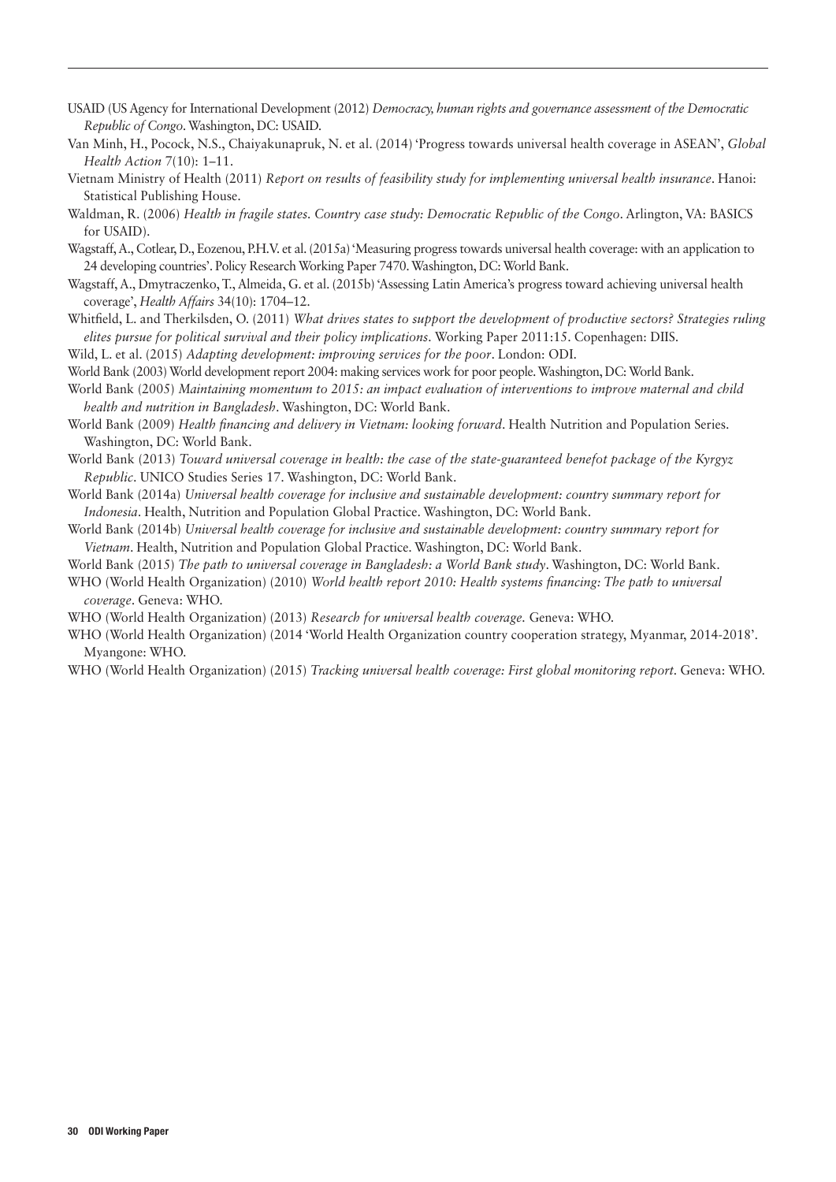USAID (US Agency for International Development (2012) *Democracy, human rights and governance assessment of the Democratic Republic of Congo*. Washington, DC: USAID.

Van Minh, H., Pocock, N.S., Chaiyakunapruk, N. et al. (2014) 'Progress towards universal health coverage in ASEAN', *Global Health Action* 7(10): 1–11.

Vietnam Ministry of Health (2011) *Report on results of feasibility study for implementing universal health insurance*. Hanoi: Statistical Publishing House.

Waldman, R. (2006) *Health in fragile states. Country case study: Democratic Republic of the Congo*. Arlington, VA: BASICS for USAID).

Wagstaff, A., Cotlear, D., Eozenou, P.H.V. et al. (2015a) 'Measuring progress towards universal health coverage: with an application to 24 developing countries'. Policy Research Working Paper 7470. Washington, DC: World Bank.

Wagstaff, A., Dmytraczenko, T., Almeida, G. et al. (2015b) 'Assessing Latin America's progress toward achieving universal health coverage', *Health Affairs* 34(10): 1704–12.

Whitfield, L. and Therkilsden, O. (2011) *What drives states to support the development of productive sectors? Strategies ruling elites pursue for political survival and their policy implications*. Working Paper 2011:15. Copenhagen: DIIS.

Wild, L. et al. (2015) *Adapting development: improving services for the poor*. London: ODI.

World Bank (2003) World development report 2004: making services work for poor people. Washington, DC: World Bank.

World Bank (2005) *Maintaining momentum to 2015: an impact evaluation of interventions to improve maternal and child health and nutrition in Bangladesh*. Washington, DC: World Bank.

World Bank (2009) *Health financing and delivery in Vietnam: looking forward*. Health Nutrition and Population Series. Washington, DC: World Bank.

World Bank (2013) *Toward universal coverage in health: the case of the state-guaranteed benefot package of the Kyrgyz Republic*. UNICO Studies Series 17. Washington, DC: World Bank.

World Bank (2014a) *Universal health coverage for inclusive and sustainable development: country summary report for Indonesia*. Health, Nutrition and Population Global Practice. Washington, DC: World Bank.

World Bank (2014b) *Universal health coverage for inclusive and sustainable development: country summary report for Vietnam*. Health, Nutrition and Population Global Practice. Washington, DC: World Bank.

World Bank (2015) *The path to universal coverage in Bangladesh: a World Bank study*. Washington, DC: World Bank.

WHO (World Health Organization) (2010) *World health report 2010: Health systems financing: The path to universal coverage*. Geneva: WHO.

WHO (World Health Organization) (2013) *Research for universal health coverage.* Geneva: WHO.

WHO (World Health Organization) (2014 'World Health Organization country cooperation strategy, Myanmar, 2014-2018'. Myangone: WHO.

WHO (World Health Organization) (2015) *Tracking universal health coverage: First global monitoring report*. Geneva: WHO.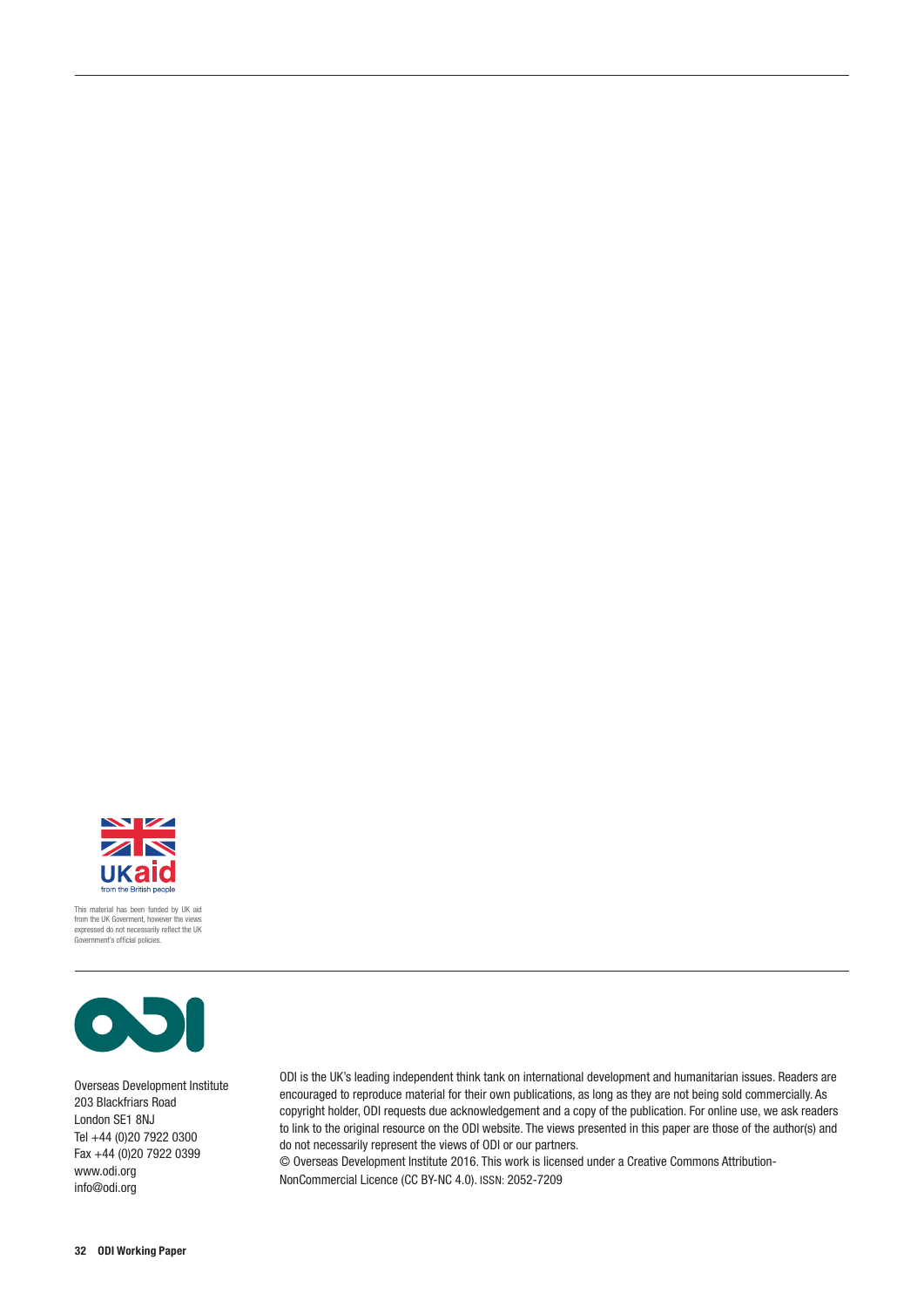UKaid
from the British people

This material has been funded by UK aid from the UK Goverment, however the views expressed do not necessarily reflect the UK Government's official policies.

Overseas Development Institute
203 Blackfriars Road
London SE1 8NJ
Tel +44 (0)20 7922 0300
Fax +44 (0)20 7922 0399
www.odi.org
info@odi.org

ODI is the UK's leading independent think tank on international development and humanitarian issues. Readers are encouraged to reproduce material for their own publications, as long as they are not being sold commercially. As copyright holder, ODI requests due acknowledgement and a copy of the publication. For online use, we ask readers to link to the original resource on the ODI website. The views presented in this paper are those of the author(s) and do not necessarily represent the views of ODI or our partners.

© Overseas Development Institute 2016. This work is licensed under a Creative Commons Attribution-NonCommercial Licence (CC BY-NC 4.0). ISSN: 2052-7209